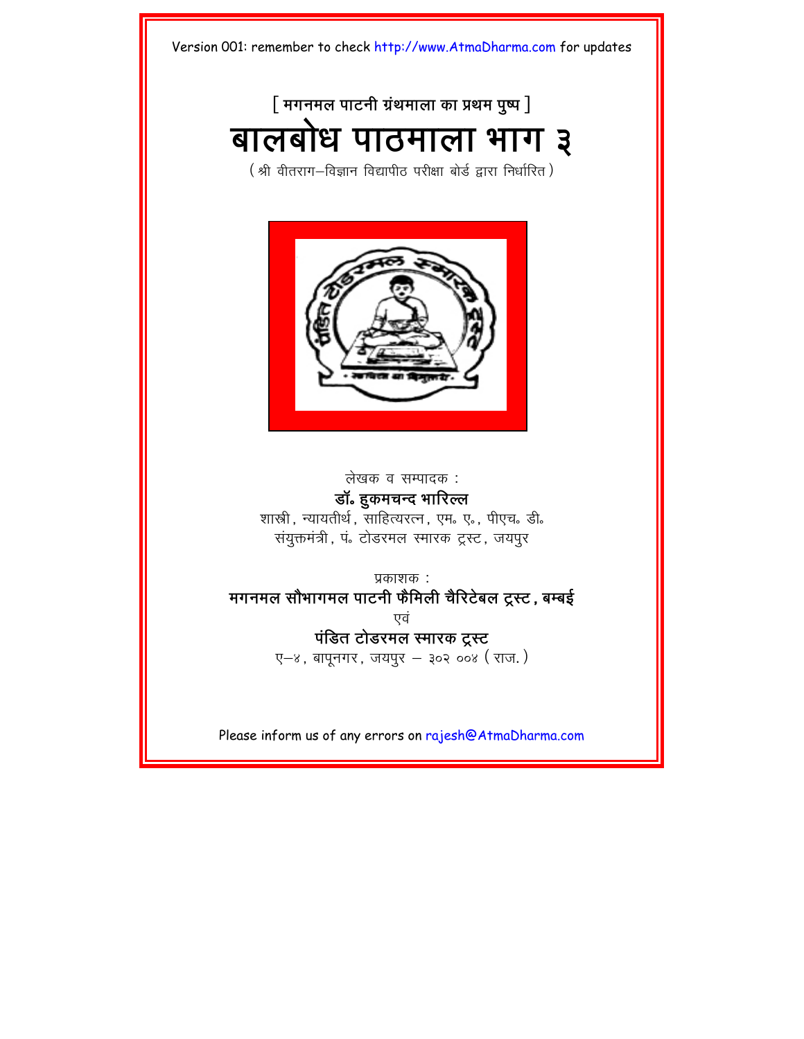Version 001: remember to check http://www.AtmaDharma.com for updates

[ मगनमल पाटनी ग्रंथमाला का प्रथम पुष्प ]

# बालबोध पाठमाला भाग ३

( श्री वीतराग–विज्ञान विद्यापीठ परीक्षा बोर्ड द्वारा निर्धारित )

लेखक व सम्पादक :

**डॉ॰ हुकमचन्द भारिल्ल**

शास्त्री, न्यायतीर्थ, साहित्यरत्न, एम॰ ए॰, पीएच॰ डी॰

संयुक्तमंत्री, पं॰ टोडरमल स्मारक ट्रस्ट, जयपुर

प्रकाशक :

**मगनमल सौभागमल पाटनी फैमिली चैरिटेबल ट्रस्ट, बम्बई**

एवं

**पंडित टोडरमल स्मारक ट्रस्ट**

ए–४, बापूनगर, जयपुर – ३०२ ००४ ( राज. )

Please inform us of any errors on rajesh@AtmaDharma.com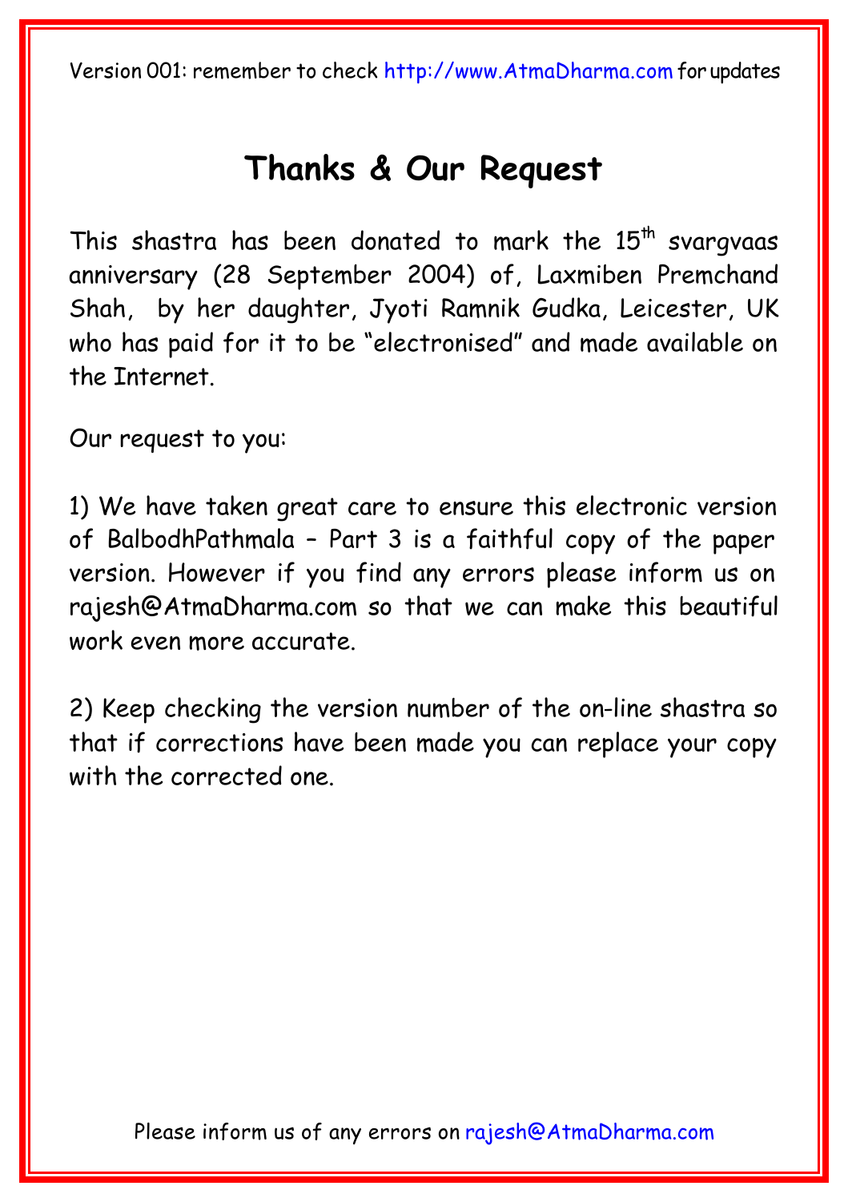Version 001: remember to check http://www.AtmaDharma.com for updates

# Thanks & Our Request

This shastra has been donated to mark the 15th svargvaas anniversary (28 September 2004) of, Laxmiben Premchand Shah, by her daughter, Jyoti Ramnik Gudka, Leicester, UK who has paid for it to be "electronised" and made available on the Internet.

Our request to you:

1) We have taken great care to ensure this electronic version of BalbodhPathmala – Part 3 is a faithful copy of the paper version. However if you find any errors please inform us on rajesh@AtmaDharma.com so that we can make this beautiful work even more accurate.

2) Keep checking the version number of the on-line shastra so that if corrections have been made you can replace your copy with the corrected one.

Please inform us of any errors on rajesh@AtmaDharma.com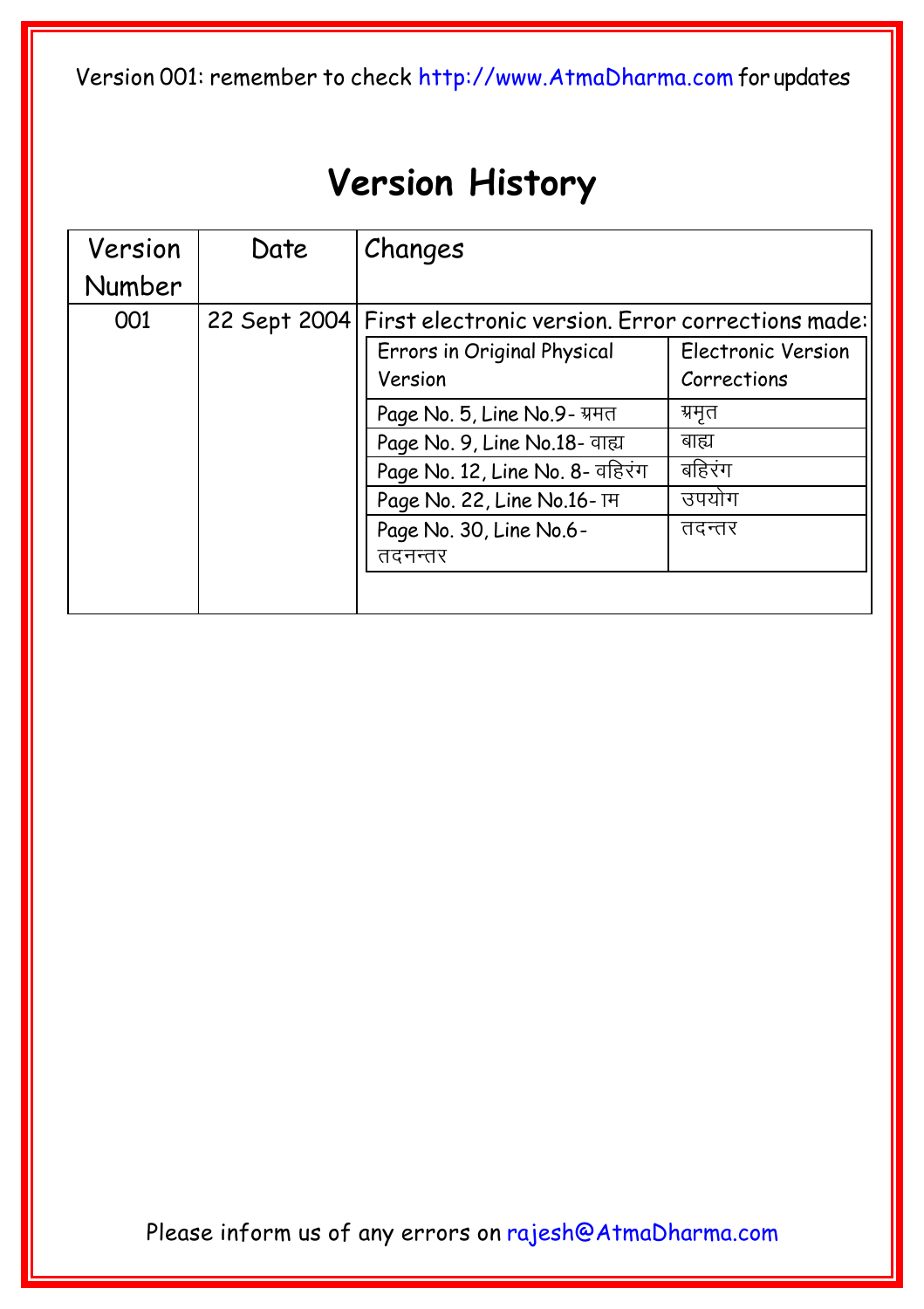Version 001: remember to check http://www.AtmaDharma.com for updates

# Version History

| Version Number | Date | Changes |
|---|---|---|
| 001 | 22 Sept 2004 | First electronic version. Error corrections made: |

| Errors in Original Physical Version | Electronic Version Corrections |
|---|---|
| Page No. 5, Line No.9- ग्रमत | ग्रमृत |
| Page No. 9, Line No.18- वाह्य | बाह्य |
| Page No. 12, Line No. 8- वहिरंग | बहिरंग |
| Page No. 22, Line No.16- ाम | उपयोग |
| Page No. 30, Line No.6- तदनन्तर | तदन्तर |

Please inform us of any errors on rajesh@AtmaDharma.com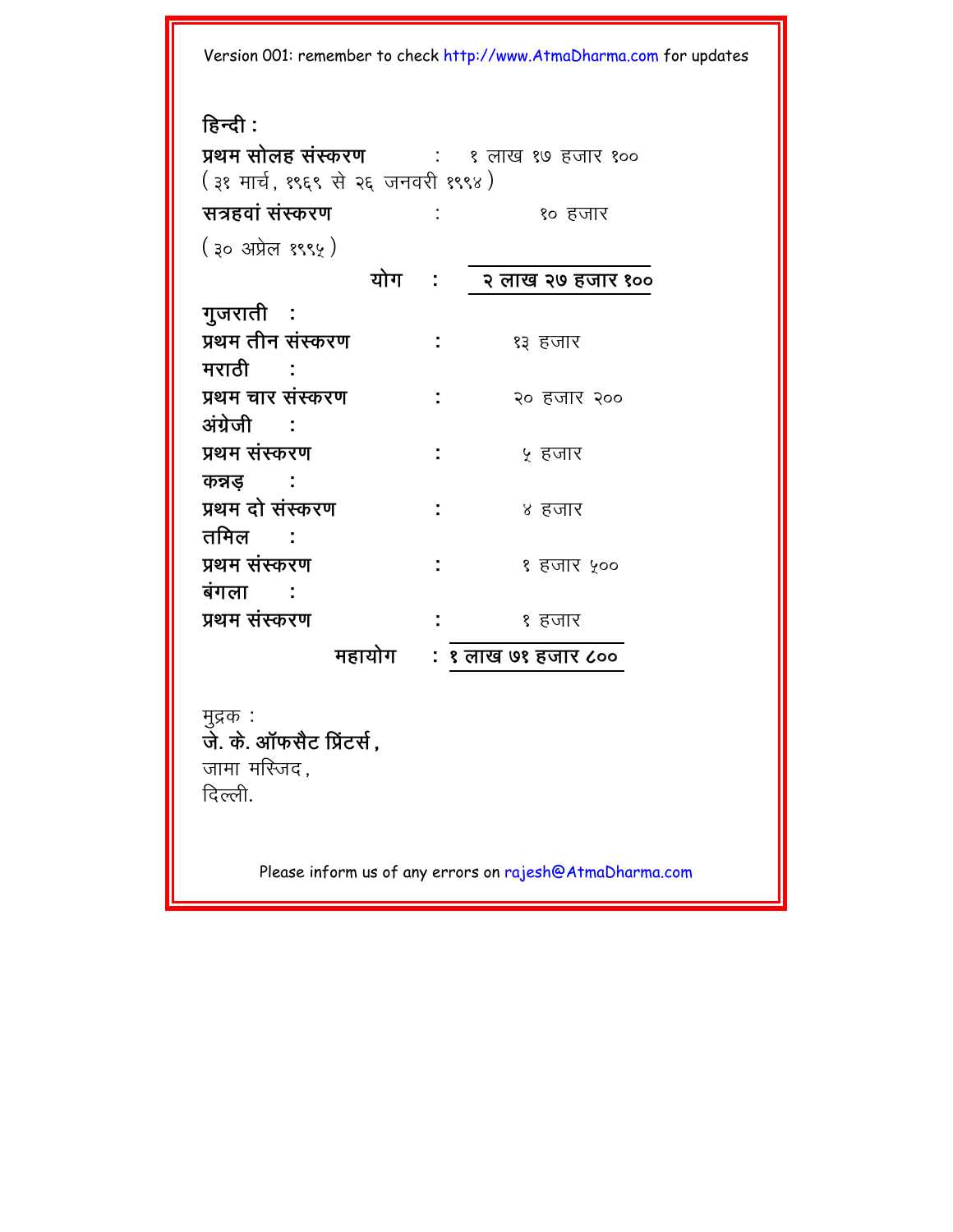Version 001: remember to check http://www.AtmaDharma.com for updates

**हिन्दी :**

**प्रथम सोलह संस्करण** : १ लाख १७ हजार १००
(३१ मार्च, १९६९ से २६ जनवरी १९९४)

**सत्रहवां संस्करण** : १० हजार
(३० अप्रेल १९९५)

**योग : २ लाख २७ हजार १००**

**गुजराती :**
**प्रथम तीन संस्करण** : १३ हजार

**मराठी :**
**प्रथम चार संस्करण** : २० हजार २००

**अंग्रेजी :**
**प्रथम संस्करण** : ५ हजार

**कन्नड़ :**
**प्रथम दो संस्करण** : ४ हजार

**तमिल :**
**प्रथम संस्करण** : १ हजार ५००

**बंगला :**
**प्रथम संस्करण** : १ हजार

**महायोग : १ लाख ७१ हजार ८००**

मुद्रक :
**जे. के. ऑफसैट प्रिंटर्स,**
जामा मस्जिद,
दिल्ली.

Please inform us of any errors on rajesh@AtmaDharma.com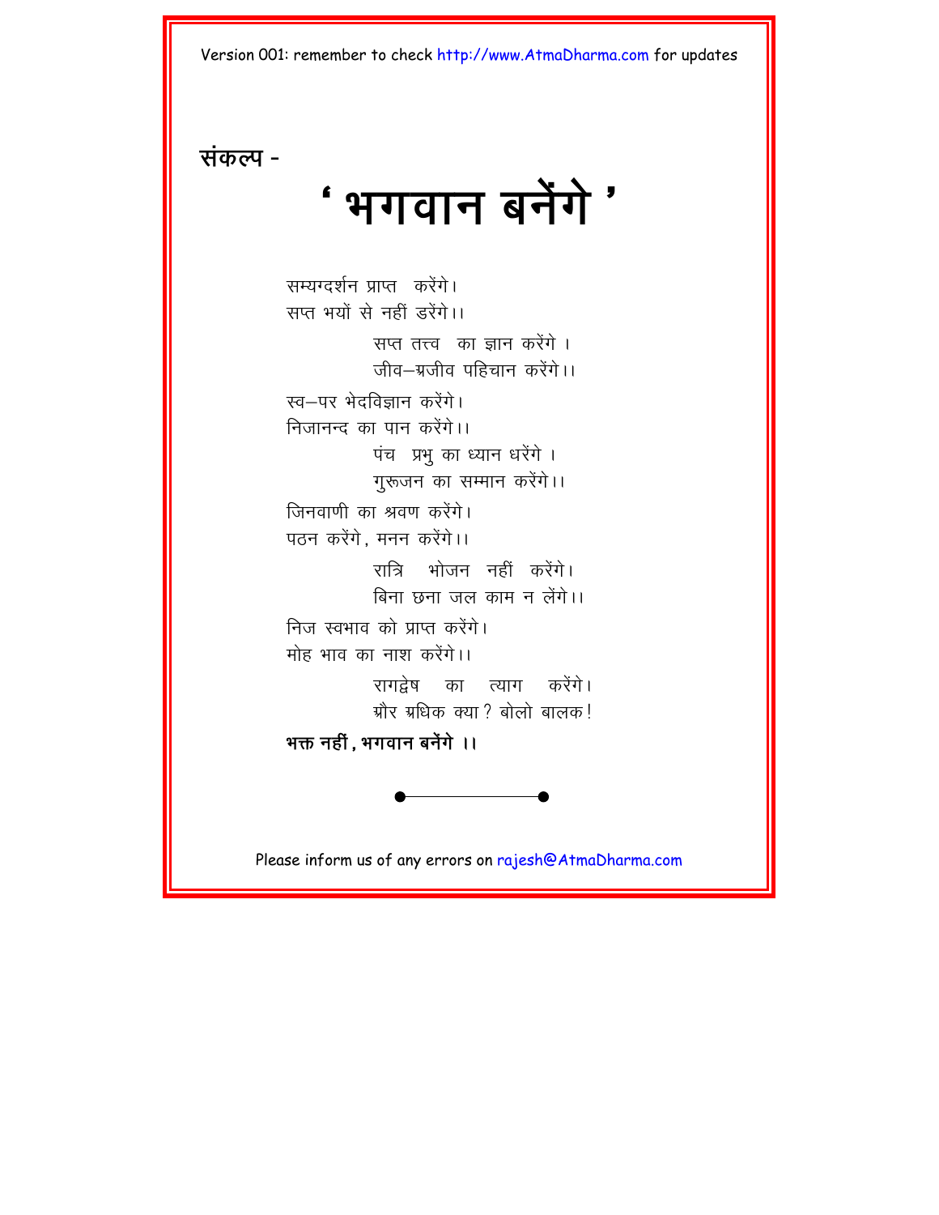**संकल्प -**

# ' भगवान बनेंगे '

सम्यग्दर्शन प्राप्त करेंगे।
सप्त भयों से नहीं डरेंगे।।

सप्त तत्त्व का ज्ञान करेंगे ।
जीव–अजीव पहिचान करेंगे।।

स्व–पर भेदविज्ञान करेंगे।
निजानन्द का पान करेंगे।।

पंच प्रभु का ध्यान धरेंगे ।
गुरूजन का सम्मान करेंगे।।

जिनवाणी का श्रवण करेंगे।
पठन करेंगे, मनन करेंगे।।

रात्रि भोजन नहीं करेंगे।
बिना छना जल काम न लेंगे।।

निज स्वभाव को प्राप्त करेंगे।
मोह भाव का नाश करेंगे।।

रागद्वेष का त्याग करेंगे।
और अधिक क्या? बोलो बालक!

**भक्त नहीं, भगवान बनेंगे ।।**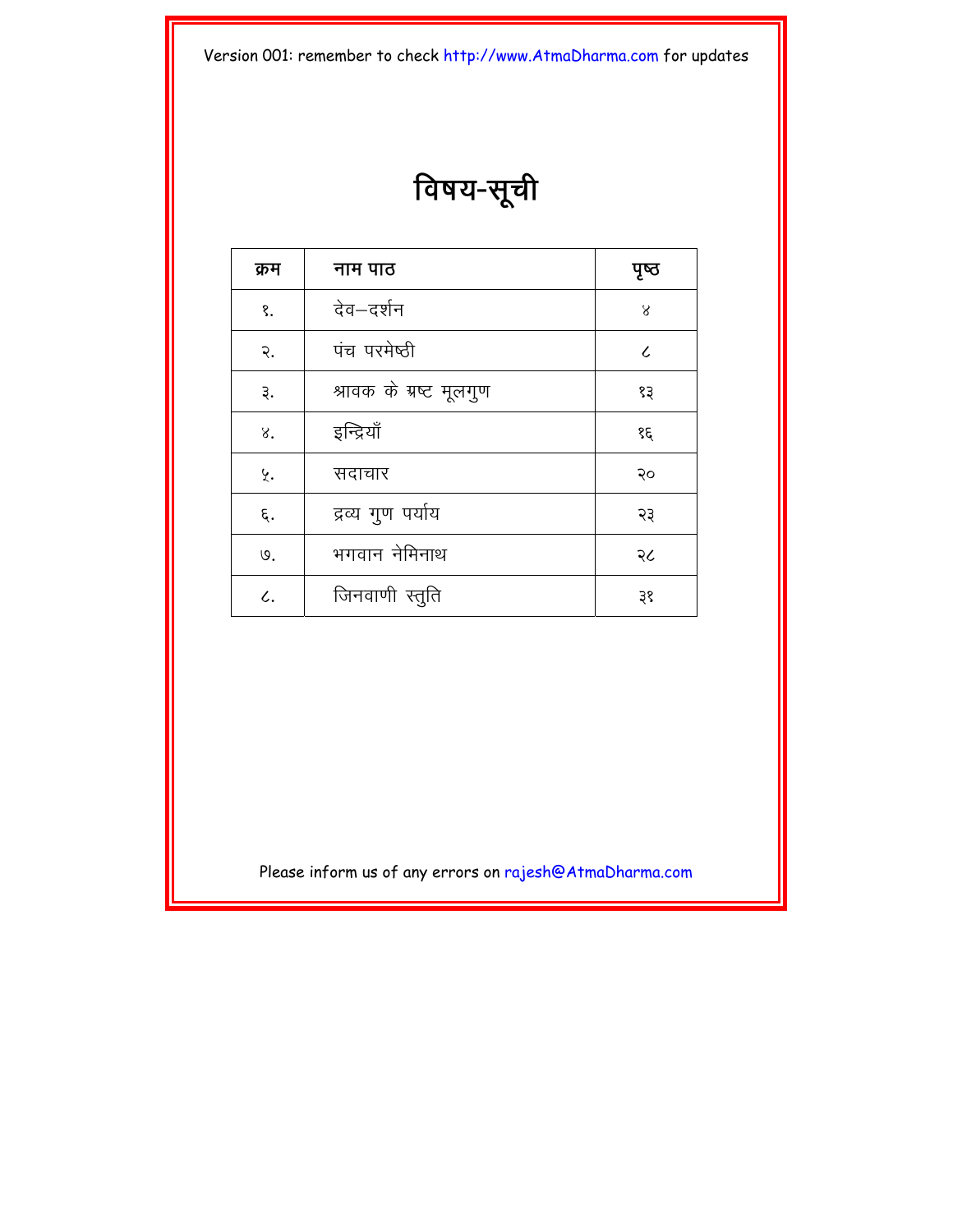Version 001: remember to check http://www.AtmaDharma.com for updates

# विषय-सूची

| क्रम | नाम पाठ | पृष्ठ |
| --- | --- | --- |
| १. | देव–दर्शन | ४ |
| २. | पंच परमेष्ठी | ८ |
| ३. | श्रावक के अष्ट मूलगुण | १३ |
| ४. | इन्द्रियाँ | १६ |
| ५. | सदाचार | २० |
| ६. | द्रव्य गुण पर्याय | २३ |
| ७. | भगवान नेमिनाथ | २८ |
| ८. | जिनवाणी स्तुति | ३१ |

Please inform us of any errors on rajesh@AtmaDharma.com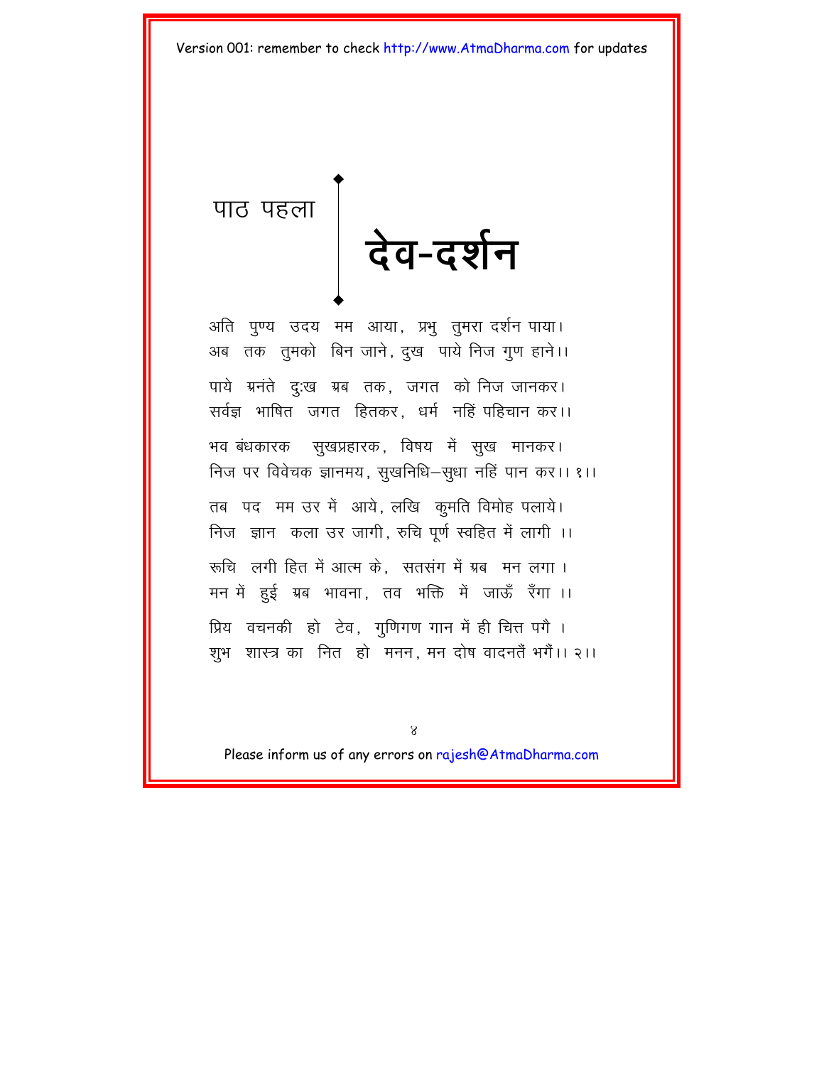पाठ पहला

# देव-दर्शन

अति पुण्य उदय मम आया, प्रभु तुमरा दर्शन पाया।
अब तक तुमको बिन जाने, दुख पाये निज गुण हाने।।

पाये अनंते दुःख अब तक, जगत को निज जानकर।
सर्वज्ञ भाषित जगत हितकर, धर्म नहिं पहिचान कर।।

भव बंधकारक सुखप्रहारक, विषय में सुख मानकर।
निज पर विवेचक ज्ञानमय, सुखनिधि–सुधा नहिं पान कर।। १।।

तब पद मम उर में आये, लखि कुमति विमोह पलाये।
निज ज्ञान कला उर जागी, रुचि पूर्ण स्वहित में लागी ।।

रूचि लगी हित में आत्म के, सतसंग में अब मन लगा ।
मन में हुई अब भावना, तव भक्ति में जाऊँ रँगा ।।

प्रिय वचनकी हो टेव, गुणिगण गान में ही चित्त पगै ।
शुभ शास्त्र का नित हो मनन, मन दोष वादनतैं भगैं।। २।।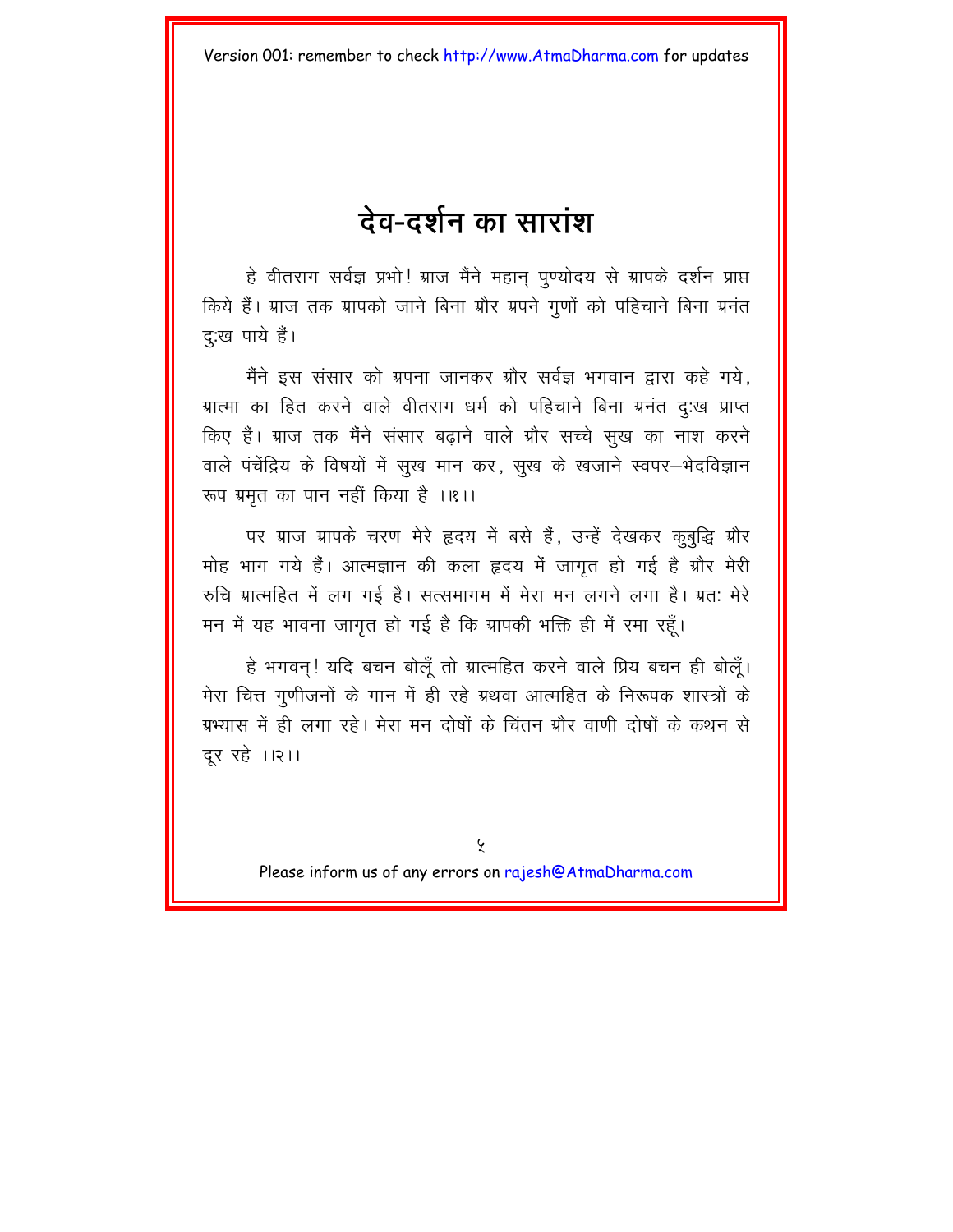# देव-दर्शन का सारांश

हे वीतराग सर्वज्ञ प्रभो! ग्राज मैंने महान् पुण्योदय से ग्रापके दर्शन प्राप्त किये हैं। ग्राज तक ग्रापको जाने बिना ग्रौर ग्रपने गुणों को पहिचाने बिना ग्रनंत दुःख पाये हैं।

मैंने इस संसार को ग्रपना जानकर ग्रौर सर्वज्ञ भगवान द्वारा कहे गये, ग्रात्मा का हित करने वाले वीतराग धर्म को पहिचाने बिना ग्रनंत दुःख प्राप्त किए हैं। ग्राज तक मैंने संसार बढ़ाने वाले ग्रौर सच्चे सुख का नाश करने वाले पंचेंद्रिय के विषयों में सुख मान कर, सुख के खजाने स्वपर–भेदविज्ञान रूप ग्रमृत का पान नहीं किया है ।।१।।

पर ग्राज ग्रापके चरण मेरे हृदय में बसे हैं, उन्हें देखकर कुबुद्धि ग्रौर मोह भाग गये हैं। आत्मज्ञान की कला हृदय में जागृत हो गई है ग्रौर मेरी रुचि ग्रात्महित में लग गई है। सत्समागम में मेरा मन लगने लगा है। ग्रतः मेरे मन में यह भावना जागृत हो गई है कि ग्रापकी भक्ति ही में रमा रहूँ।

हे भगवन्! यदि बचन बोलूँ तो ग्रात्महित करने वाले प्रिय बचन ही बोलूँ। मेरा चित्त गुणीजनों के गान में ही रहे ग्रथवा आत्महित के निरूपक शास्त्रों के ग्रभ्यास में ही लगा रहे। मेरा मन दोषों के चिंतन ग्रौर वाणी दोषों के कथन से दूर रहे ।।२।।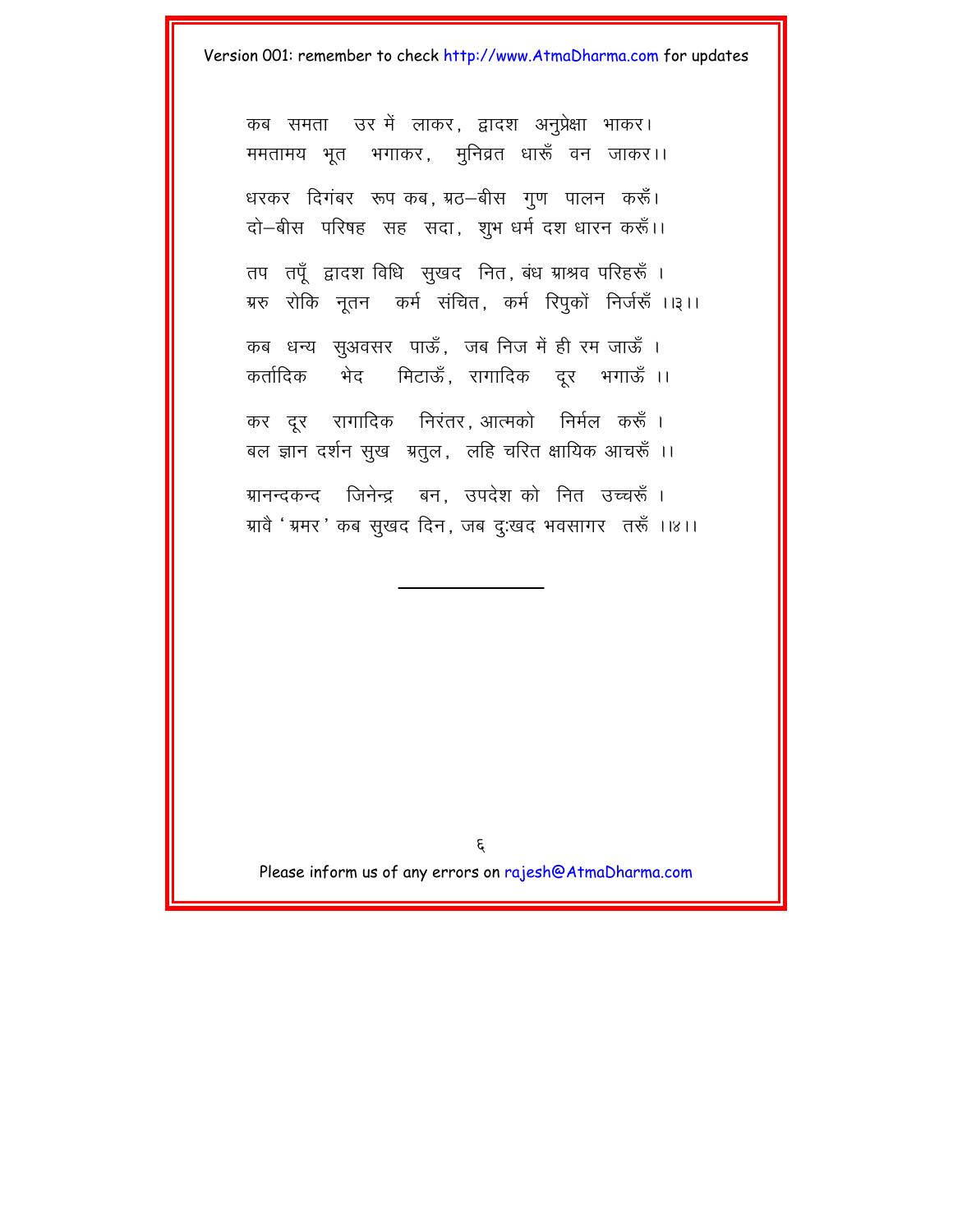कब समता उर में लाकर, द्वादश अनुप्रेक्षा भाकर।
ममतामय भूत भगाकर, मुनिव्रत धारूँ वन जाकर।।

धरकर दिगंबर रूप कब, अठ–बीस गुण पालन करूँ।
दो–बीस परिषह सह सदा, शुभ धर्म दश धारन करूँ।।

तप तपूँ द्वादश विधि सुखद नित, बंध आश्रव परिहरूँ ।
अरु रोकि नूतन कर्म संचित, कर्म रिपुकों निर्जरूँ ।।३।।

कब धन्य सुअवसर पाऊँ, जब निज में ही रम जाऊँ ।
कर्तादिक भेद मिटाऊँ, रागादिक दूर भगाऊँ ।।

कर दूर रागादिक निरंतर, आत्मको निर्मल करूँ ।
बल ज्ञान दर्शन सुख अतुल, लहि चरित क्षायिक आचरूँ ।।

आनन्दकन्द जिनेन्द्र बन, उपदेश को नित उच्चरूँ ।
आवै 'अमर' कब सुखद दिन, जब दुःखद भवसागर तरूँ ।।४।।

---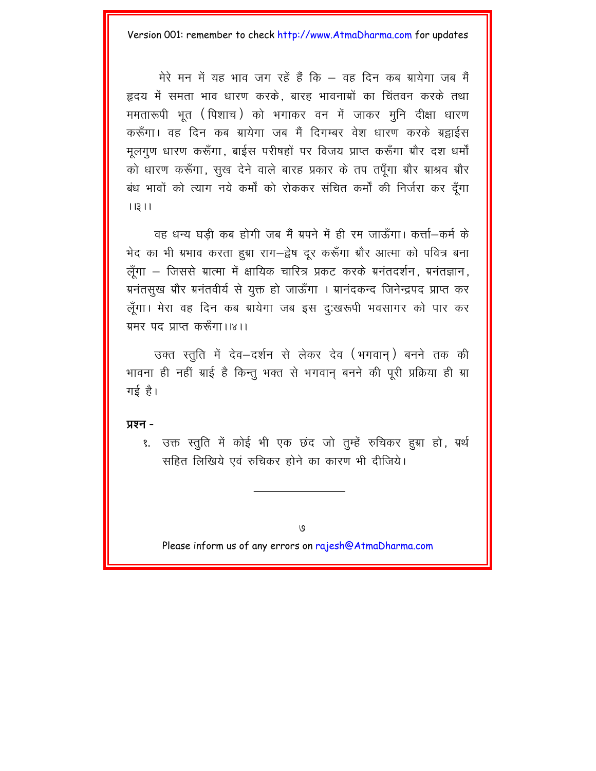मेरे मन में यह भाव जग रहें हैं कि – वह दिन कब आयेगा जब मैं हृदय में समता भाव धारण करके, बारह भावनाओं का चिंतवन करके तथा ममतारूपी भूत (पिशाच) को भगाकर वन में जाकर मुनि दीक्षा धारण करूँगा। वह दिन कब आयेगा जब मैं दिगम्बर वेश धारण करके अट्ठाईस मूलगुण धारण करूँगा, बाईस परीषहों पर विजय प्राप्त करूँगा और दश धर्मों को धारण करूँगा, सुख देने वाले बारह प्रकार के तप तपूँगा और आश्रव और बंध भावों को त्याग नये कर्मों को रोककर संचित कर्मों की निर्जरा कर दूँगा ।।३।।

वह धन्य घड़ी कब होगी जब मैं अपने में ही रम जाऊँगा। कर्त्ता–कर्म के भेद का भी अभाव करता हुआ राग–द्वेष दूर करूँगा और आत्मा को पवित्र बना लूँगा – जिससे आत्मा में क्षायिक चारित्र प्रकट करके अनंतदर्शन, अनंतज्ञान, अनंतसुख और अनंतवीर्य से युक्त हो जाऊँगा । आनंदकन्द जिनेन्द्रपद प्राप्त कर लूँगा। मेरा वह दिन कब आयेगा जब इस दुःखरूपी भवसागर को पार कर अमर पद प्राप्त करूँगा।।४।।

उक्त स्तुति में देव–दर्शन से लेकर देव (भगवान्) बनने तक की भावना ही नहीं आई है किन्तु भक्त से भगवान् बनने की पूरी प्रक्रिया ही आ गई है।

**प्रश्न -**

१. उक्त स्तुति में कोई भी एक छंद जो तुम्हें रुचिकर हुआ हो, अर्थ सहित लिखिये एवं रुचिकर होने का कारण भी दीजिये।

---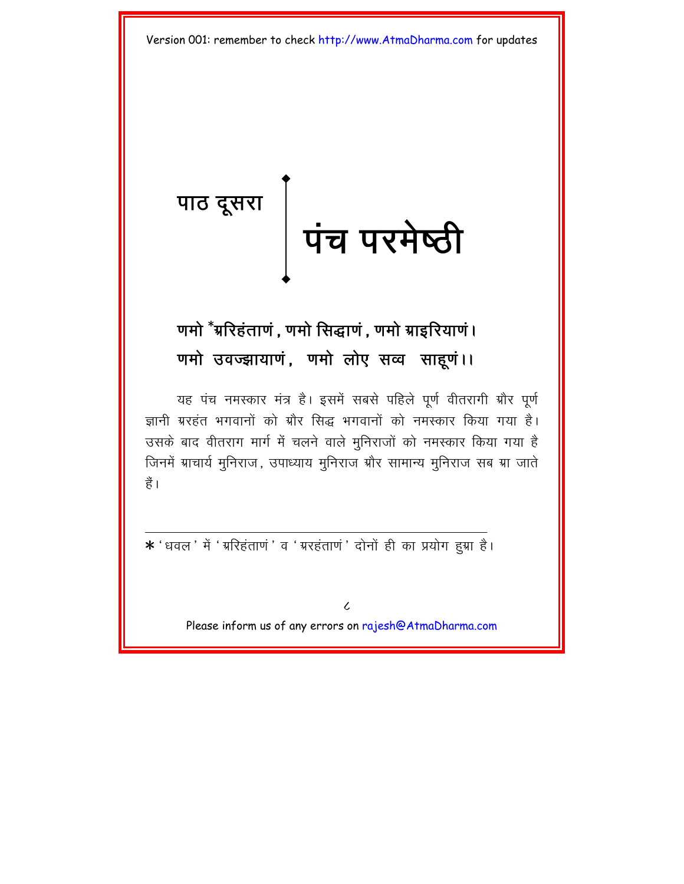# पाठ दूसरा

# पंच परमेष्ठी

**णमो *ग्ररिहंताणं, णमो सिद्धाणं, णमो ग्राइरियाणं।**
**णमो उवज्झायाणं, णमो लोए सव्व साहूणं।।**

यह पंच नमस्कार मंत्र है। इसमें सबसे पहिले पूर्ण वीतरागी ग्रौर पूर्ण ज्ञानी ग्ररहंत भगवानों को ग्रौर सिद्ध भगवानों को नमस्कार किया गया है। उसके बाद वीतराग मार्ग में चलने वाले मुनिराजों को नमस्कार किया गया है जिनमें ग्राचार्य मुनिराज, उपाध्याय मुनिराज ग्रौर सामान्य मुनिराज सब ग्रा जाते हैं।

---

* 'धवल' में 'ग्ररिहंताणं' व 'ग्ररहंताणं' दोनों ही का प्रयोग हुग्रा है।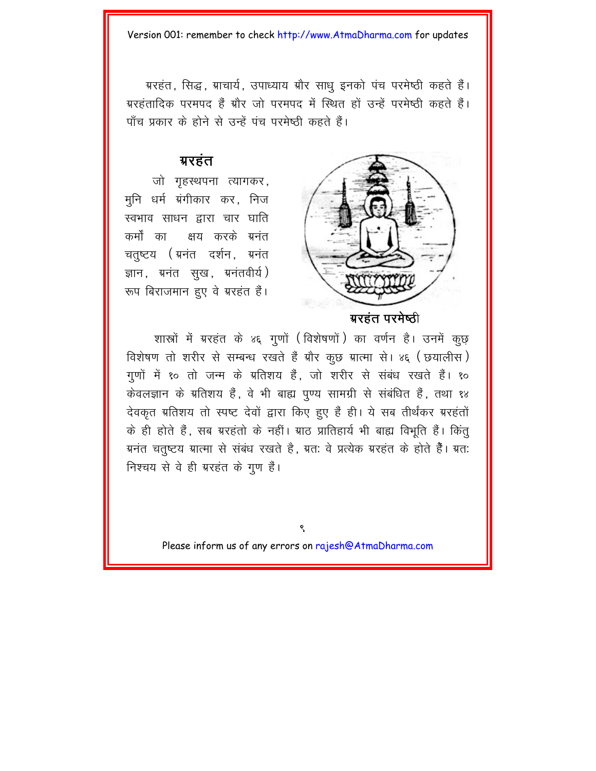अरहंत, सिद्ध, आचार्य, उपाध्याय और साधु इनको पंच परमेष्ठी कहते हैं। अरहंतादिक परमपद हैं और जो परमपद में स्थित हों उन्हें परमेष्ठी कहते हैं। पाँच प्रकार के होने से उन्हें पंच परमेष्ठी कहते हैं।

## अरहंत

जो गृहस्थपना त्यागकर, मुनि धर्म अंगीकार कर, निज स्वभाव साधन द्वारा चार घाति कर्मों का क्षय करके अनंत चतुष्टय (अनंत दर्शन, अनंत ज्ञान, अनंत सुख, अनंतवीर्य) रूप बिराजमान हुए वे अरहंत हैं।

अरहंत परमेष्ठी

शास्त्रों में अरहंत के ४६ गुणों (विशेषणों) का वर्णन है। उनमें कुछ विशेषण तो शरीर से सम्बन्ध रखते हैं और कुछ आत्मा से। ४६ (छयालीस) गुणों में १० तो जन्म के अतिशय हैं, जो शरीर से संबंध रखते हैं। १० केवलज्ञान के अतिशय हैं, वे भी बाह्य पुण्य सामग्री से संबंधित हैं, तथा १४ देवकृत अतिशय तो स्पष्ट देवों द्वारा किए हुए हैं ही। ये सब तीर्थंकर अरहंतों के ही होते हैं, सब अरहंतो के नहीं। आठ प्रातिहार्य भी बाह्य विभूति हैं। किंतु अनंत चतुष्टय आत्मा से संबंध रखते है, अतः वे प्रत्येक अरहंत के होते हैं। अतः निश्चय से वे ही अरहंत के गुण हैं।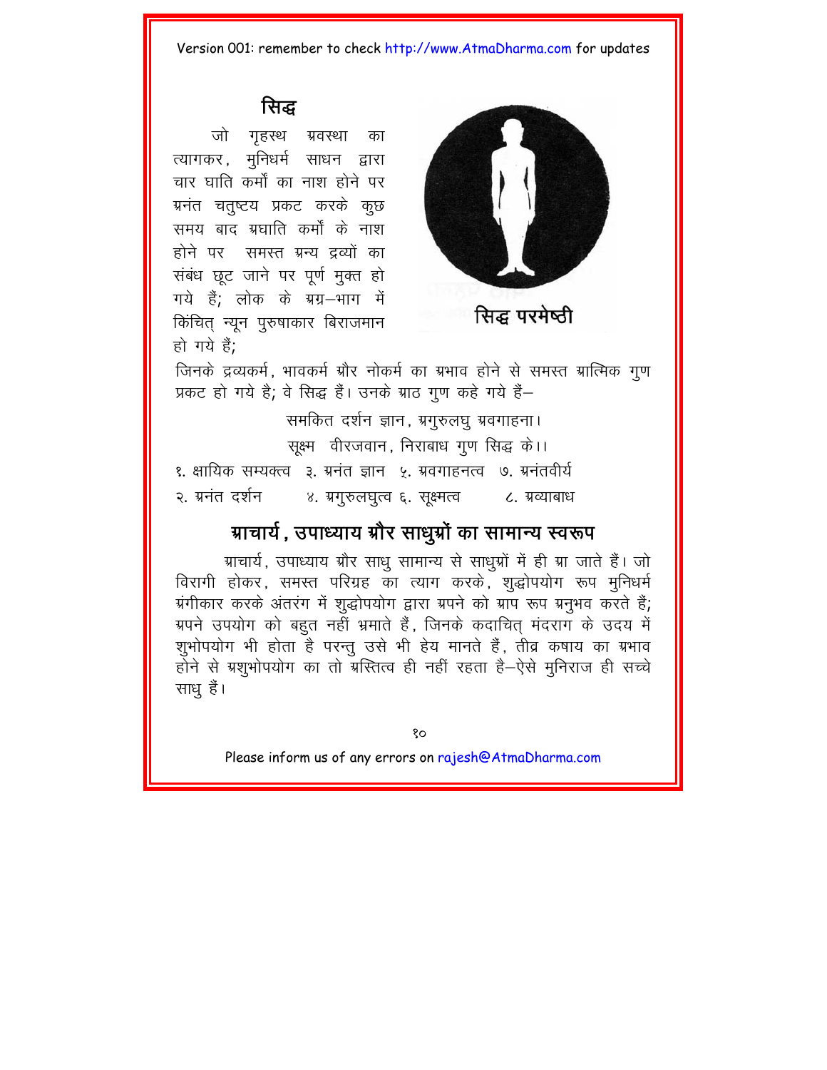## सिद्ध

जो गृहस्थ अवस्था का त्यागकर, मुनिधर्म साधन द्वारा चार घाति कर्मों का नाश होने पर अनंत चतुष्टय प्रकट करके कुछ समय बाद अघाति कर्मों के नाश होने पर समस्त अन्य द्रव्यों का संबंध छूट जाने पर पूर्ण मुक्त हो गये हैं; लोक के अग्र–भाग में किंचित् न्यून पुरुषाकार बिराजमान हो गये हैं;

सिद्ध परमेष्ठी

जिनके द्रव्यकर्म, भावकर्म और नोकर्म का अभाव होने से समस्त आत्मिक गुण प्रकट हो गये है; वे सिद्ध हैं। उनके आठ गुण कहे गये हैं–

समकित दर्शन ज्ञान, अगुरुलघु अवगाहना।
सूक्ष्म वीरजवान, निराबाध गुण सिद्ध के।।

१. क्षायिक सम्यक्त्व
२. अनंत दर्शन
३. अनंत ज्ञान
४. अगुरुलघुत्व
५. अवगाहनत्व
६. सूक्ष्मत्व
७. अनंतवीर्य
८. अव्याबाध

## आचार्य, उपाध्याय और साधुओं का सामान्य स्वरूप

आचार्य, उपाध्याय और साधु सामान्य से साधुओं में ही आ जाते हैं। जो विरागी होकर, समस्त परिग्रह का त्याग करके, शुद्धोपयोग रूप मुनिधर्म अंगीकार करके अंतरंग में शुद्धोपयोग द्वारा अपने को आप रूप अनुभव करते हैं; अपने उपयोग को बहुत नहीं भ्रमाते हैं, जिनके कदाचित् मंदराग के उदय में शुभोपयोग भी होता है परन्तु उसे भी हेय मानते हैं, तीव्र कषाय का अभाव होने से अशुभोपयोग का तो अस्तित्व ही नहीं रहता है–ऐसे मुनिराज ही सच्चे साधु हैं।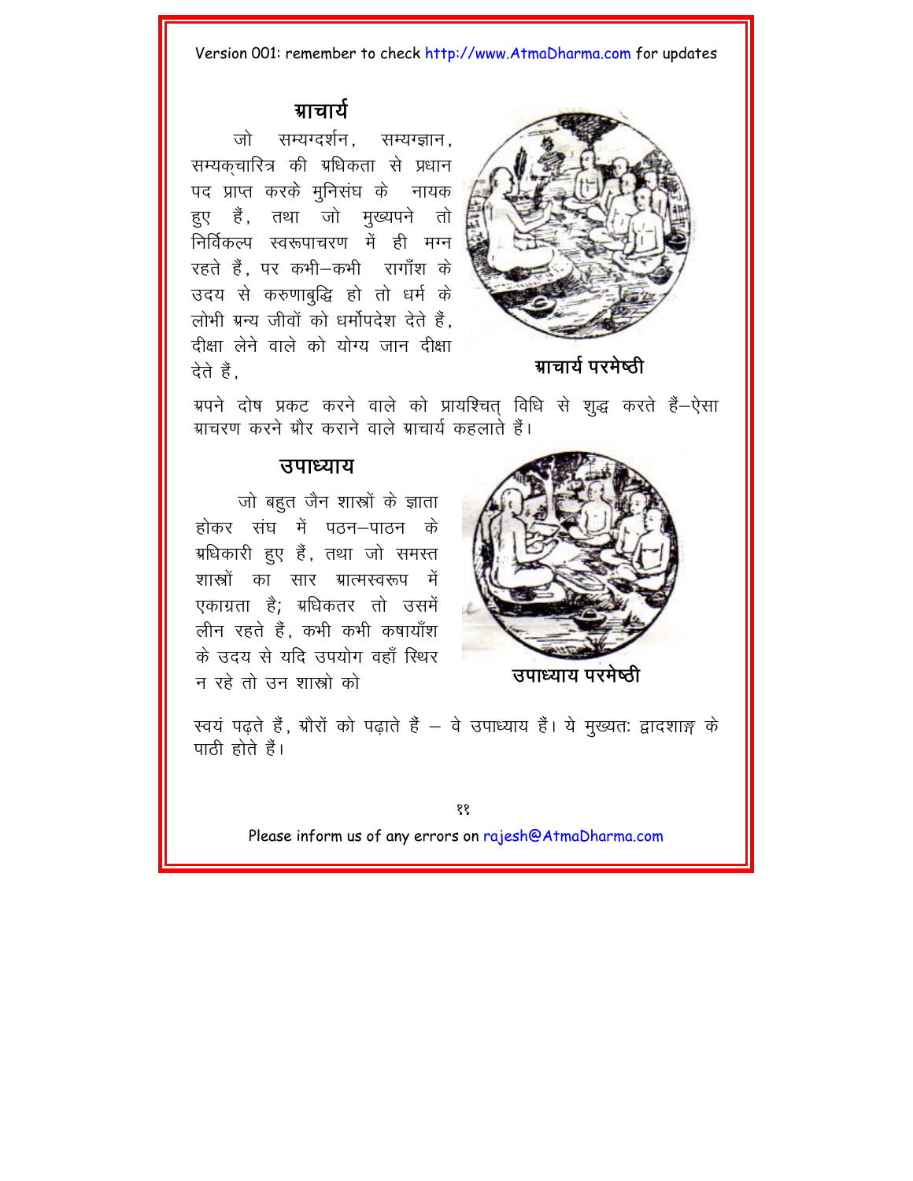## ग्राचार्य

जो सम्यग्दर्शन, सम्यग्ज्ञान, सम्यक्चारित्र की ग्रधिकता से प्रधान पद प्राप्त करके मुनिसंघ के नायक हुए हैं, तथा जो मुख्यपने तो निर्विकल्प स्वरूपाचरण में ही मग्न रहते हैं, पर कभी–कभी रागाँश के उदय से करुणाबुद्धि हो तो धर्म के लोभी ग्रन्य जीवों को धर्मोपदेश देते हैं, दीक्षा लेने वाले को योग्य जान दीक्षा देते हैं,

ग्राचार्य परमेष्ठी

ग्रपने दोष प्रकट करने वाले को प्रायश्चित् विधि से शुद्ध करते हैं–ऐसा ग्राचरण करने ग्रौर कराने वाले ग्राचार्य कहलाते हैं।

## उपाध्याय

जो बहुत जैन शास्त्रों के ज्ञाता होकर संघ में पठन–पाठन के ग्रधिकारी हुए हैं, तथा जो समस्त शास्त्रों का सार ग्रात्मस्वरूप में एकाग्रता है; ग्रधिकतर तो उसमें लीन रहते हैं, कभी कभी कषायाँश के उदय से यदि उपयोग वहाँ स्थिर न रहे तो उन शास्त्रो को

उपाध्याय परमेष्ठी

स्वयं पढ़ते हैं, ग्रौरों को पढ़ाते हैं – वे उपाध्याय हैं। ये मुख्यतः द्वादशाङ्ग के पाठी होते हैं।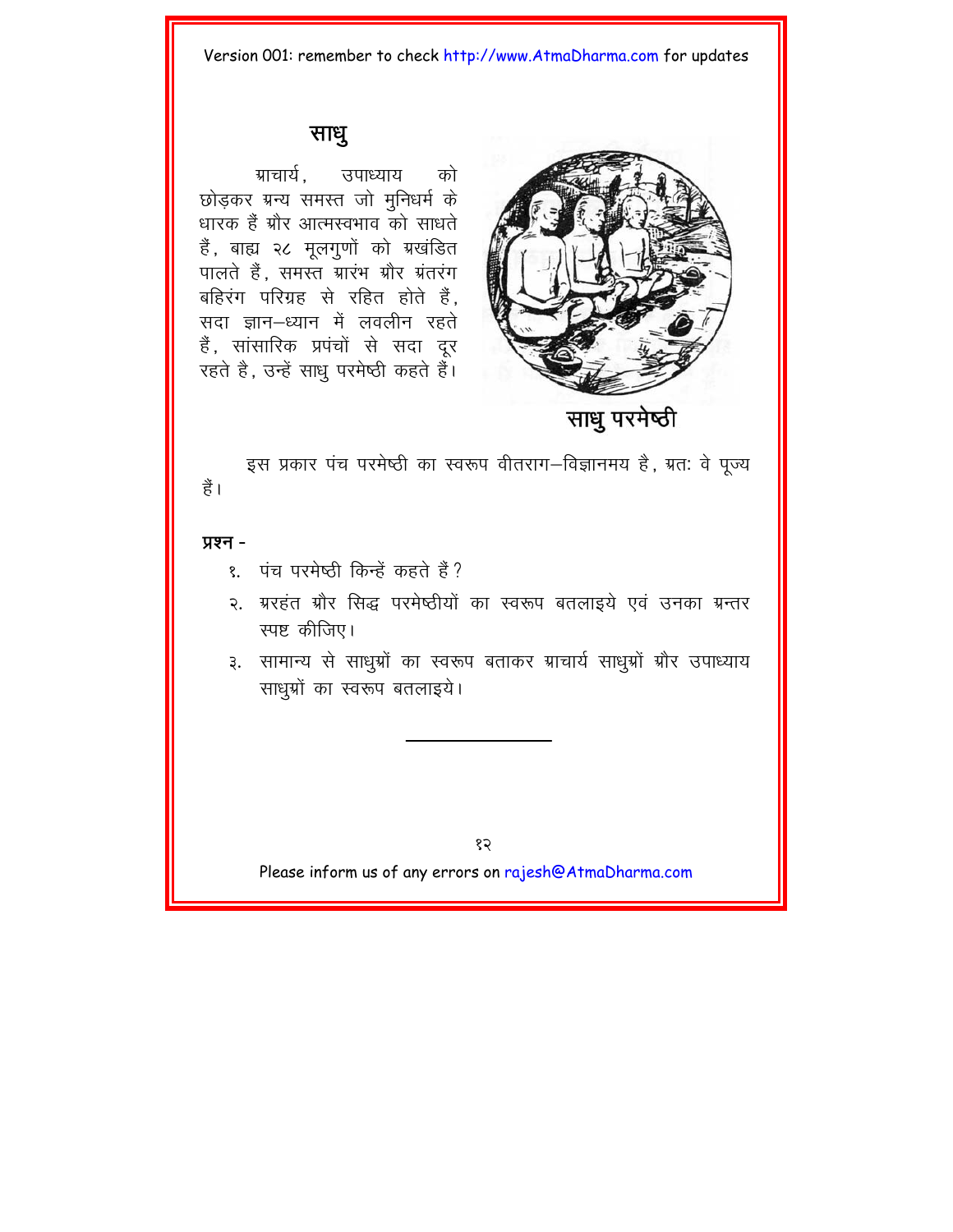## साधु

आचार्य, उपाध्याय को छोड़कर अन्य समस्त जो मुनिधर्म के धारक हैं और आत्मस्वभाव को साधते हैं, बाह्य २८ मूलगुणों को अखंडित पालते हैं, समस्त आरंभ और अंतरंग बहिरंग परिग्रह से रहित होते हैं, सदा ज्ञान–ध्यान में लवलीन रहते हैं, सांसारिक प्रपंचों से सदा दूर रहते है, उन्हें साधु परमेष्ठी कहते हैं।

**साधु परमेष्ठी**

इस प्रकार पंच परमेष्ठी का स्वरूप वीतराग–विज्ञानमय है, अतः वे पूज्य हैं।

**प्रश्न -**

१. पंच परमेष्ठी किन्हें कहते हैं?
२. अरहंत और सिद्ध परमेष्ठीयों का स्वरूप बतलाइये एवं उनका अन्तर स्पष्ट कीजिए।
३. सामान्य से साधुओं का स्वरूप बताकर आचार्य साधुओं और उपाध्याय साधुओं का स्वरूप बतलाइये।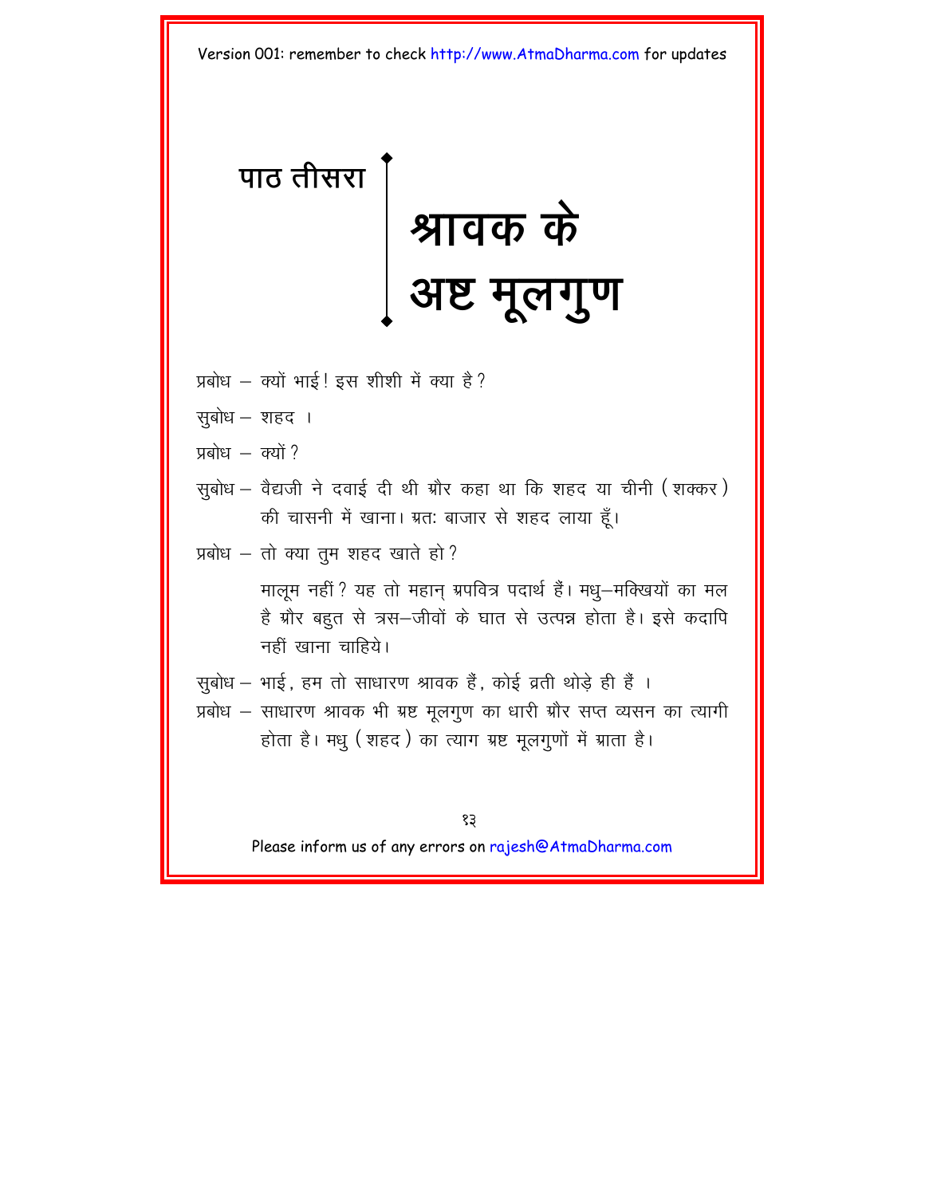# पाठ तीसरा

# श्रावक के अष्ट मूलगुण

प्रबोध – क्यों भाई ! इस शीशी में क्या है ?

सुबोध – शहद ।

प्रबोध – क्यों ?

सुबोध – वैद्यजी ने दवाई दी थी और कहा था कि शहद या चीनी (शक्कर) की चासनी में खाना। अतः बाजार से शहद लाया हूँ।

प्रबोध – तो क्या तुम शहद खाते हो ?

मालूम नहीं ? यह तो महान् अपवित्र पदार्थ हैं। मधु–मक्खियों का मल है और बहुत से त्रस–जीवों के घात से उत्पन्न होता है। इसे कदापि नहीं खाना चाहिये।

सुबोध – भाई, हम तो साधारण श्रावक हैं, कोई व्रती थोड़े ही हैं ।

प्रबोध – साधारण श्रावक भी अष्ट मूलगुण का धारी और सप्त व्यसन का त्यागी होता है। मधु (शहद) का त्याग अष्ट मूलगुणों में आता है।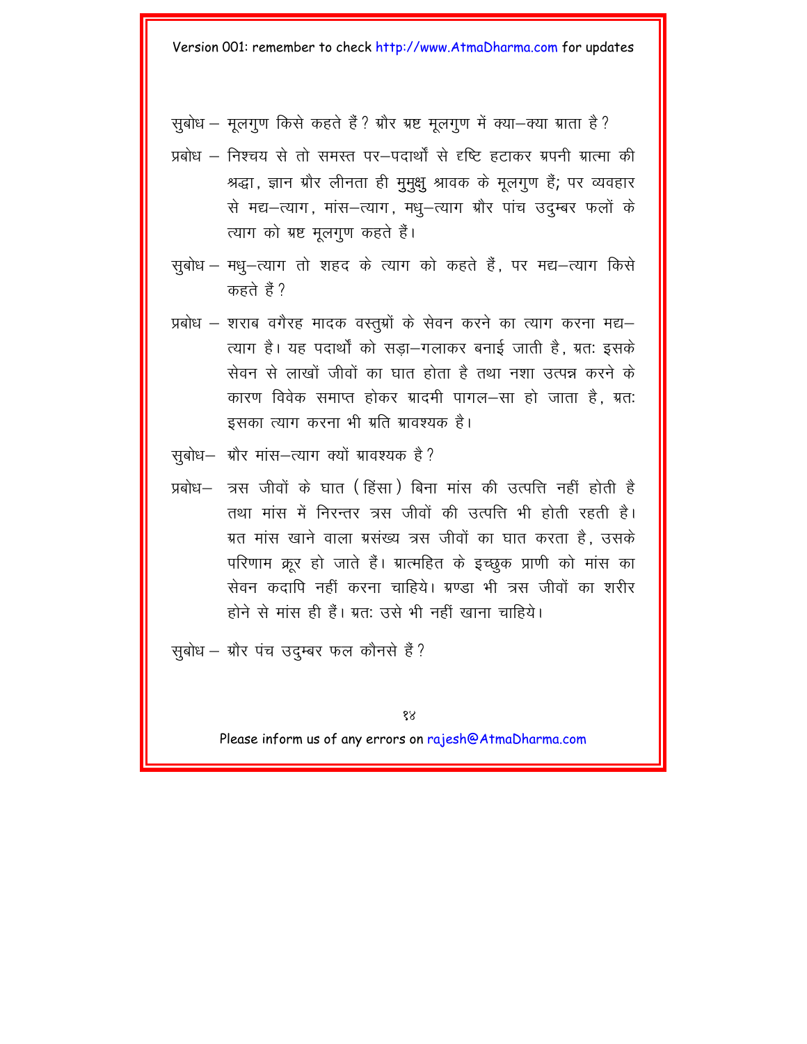सुबोध – मूलगुण किसे कहते हैं? ग्रौर ग्रष्ट मूलगुण में क्या–क्या ग्राता है?

प्रबोध – निश्चय से तो समस्त पर–पदार्थों से दृष्टि हटाकर ग्रपनी ग्रात्मा की श्रद्धा, ज्ञान ग्रौर लीनता ही मुमुक्षु श्रावक के मूलगुण हैं; पर व्यवहार से मद्य–त्याग, मांस–त्याग, मधु–त्याग ग्रौर पांच उदुम्बर फलों के त्याग को ग्रष्ट मूलगुण कहते हैं।

सुबोध – मधु–त्याग तो शहद के त्याग को कहते हैं, पर मद्य–त्याग किसे कहते हैं?

प्रबोध – शराब वगैरह मादक वस्तुग्रों के सेवन करने का त्याग करना मद्य–त्याग है। यह पदार्थों को सड़ा–गलाकर बनाई जाती है, ग्रतः इसके सेवन से लाखों जीवों का घात होता है तथा नशा उत्पन्न करने के कारण विवेक समाप्त होकर ग्रादमी पागल–सा हो जाता है, ग्रतः इसका त्याग करना भी ग्रति ग्रावश्यक है।

सुबोध– ग्रौर मांस–त्याग क्यों ग्रावश्यक है?

प्रबोध– त्रस जीवों के घात (हिंसा) बिना मांस की उत्पत्ति नहीं होती है तथा मांस में निरन्तर त्रस जीवों की उत्पत्ति भी होती रहती है। ग्रत मांस खाने वाला ग्रसंख्य त्रस जीवों का घात करता है, उसके परिणाम क्रूर हो जाते हैं। ग्रात्महित के इच्छुक प्राणी को मांस का सेवन कदापि नहीं करना चाहिये। ग्रण्डा भी त्रस जीवों का शरीर होने से मांस ही हैं। ग्रतः उसे भी नहीं खाना चाहिये।

सुबोध – ग्रौर पंच उदुम्बर फल कौनसे हैं?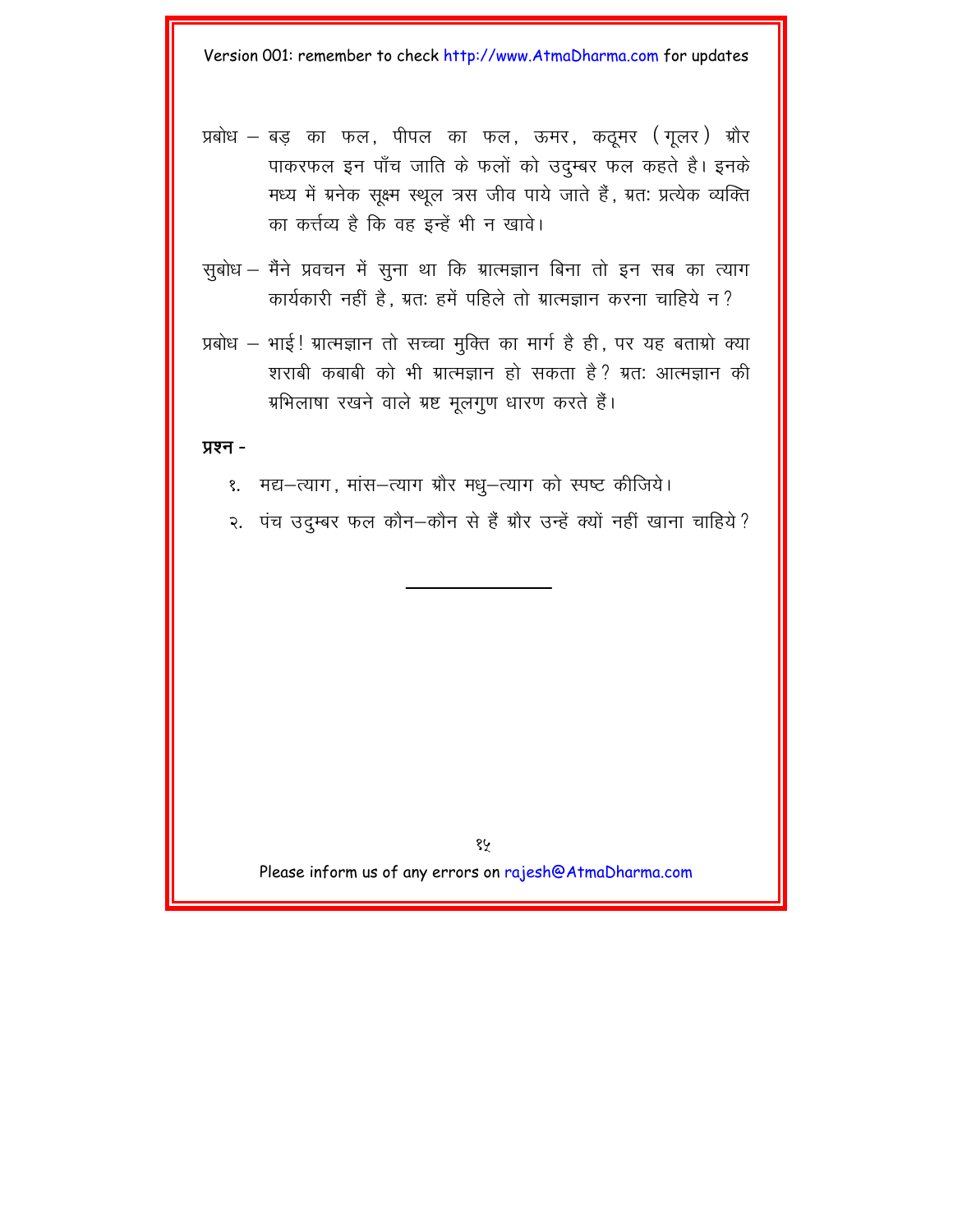प्रबोध – बड़ का फल, पीपल का फल, ऊमर, कठूमर (गूलर) ग्रौर पाकरफल इन पाँच जाति के फलों को उदुम्बर फल कहते है। इनके मध्य में ग्रनेक सूक्ष्म स्थूल त्रस जीव पाये जाते हैं, ग्रत: प्रत्येक व्यक्ति का कर्त्तव्य है कि वह इन्हें भी न खावे।

सुबोध – मैंने प्रवचन में सुना था कि ग्रात्मज्ञान बिना तो इन सब का त्याग कार्यकारी नहीं है, ग्रत: हमें पहिले तो ग्रात्मज्ञान करना चाहिये न?

प्रबोध – भाई! ग्रात्मज्ञान तो सच्चा मुक्ति का मार्ग है ही, पर यह बताग्रो क्या शराबी कबाबी को भी ग्रात्मज्ञान हो सकता है? ग्रत: आत्मज्ञान की ग्रभिलाषा रखने वाले ग्रष्ट मूलगुण धारण करते हैं।

**प्रश्न -**

१. मद्य–त्याग, मांस–त्याग ग्रौर मधु–त्याग को स्पष्ट कीजिये।

२. पंच उदुम्बर फल कौन–कौन से हैं ग्रौर उन्हें क्यों नहीं खाना चाहिये?

---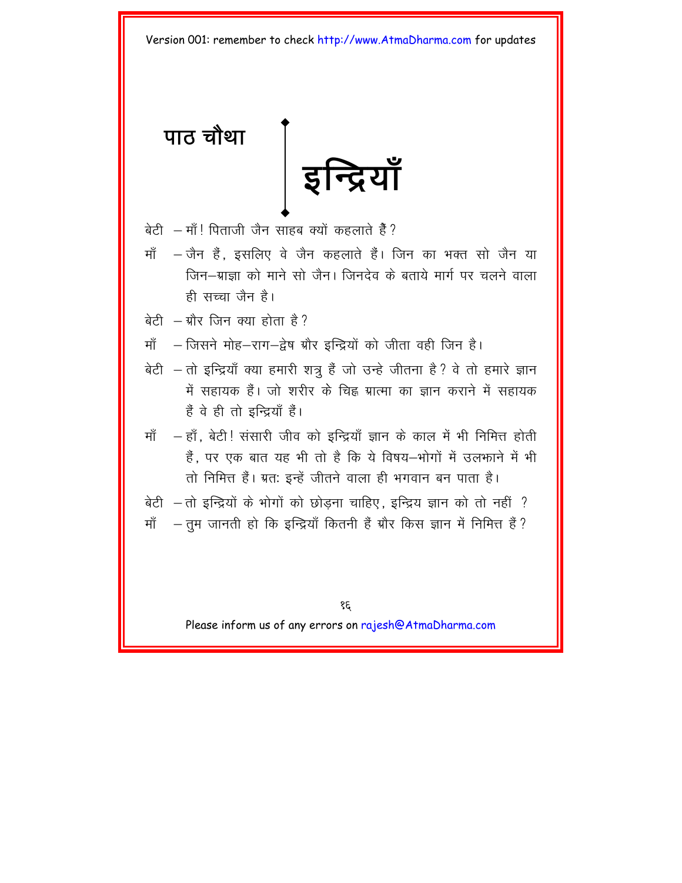## पाठ चौथा

# इन्द्रियाँ

बेटी – माँ! पिताजी जैन साहब क्यों कहलाते हैं?

माँ – जैन हैं, इसलिए वे जैन कहलाते हैं। जिन का भक्त सो जैन या जिन–ग्राज्ञा को माने सो जैन। जिनदेव के बताये मार्ग पर चलने वाला ही सच्चा जैन है।

बेटी – ग्रौर जिन क्या होता है?

माँ – जिसने मोह–राग–द्वेष ग्रौर इन्द्रियों को जीता वही जिन है।

बेटी – तो इन्द्रियाँ क्या हमारी शत्रु हैं जो उन्हे जीतना है? वे तो हमारे ज्ञान में सहायक हैं। जो शरीर के चिह्न ग्रात्मा का ज्ञान कराने में सहायक हैं वे ही तो इन्द्रियाँ हैं।

माँ – हाँ, बेटी! संसारी जीव को इन्द्रियाँ ज्ञान के काल में भी निमित्त होती हैं, पर एक बात यह भी तो है कि ये विषय–भोगों में उलझाने में भी तो निमित्त हैं। ग्रतः इन्हें जीतने वाला ही भगवान बन पाता है।

बेटी – तो इन्द्रियों के भोगों को छोड़ना चाहिए, इन्द्रिय ज्ञान को तो नहीं ?

माँ – तुम जानती हो कि इन्द्रियाँ कितनी हैं ग्रौर किस ज्ञान में निमित्त हैं?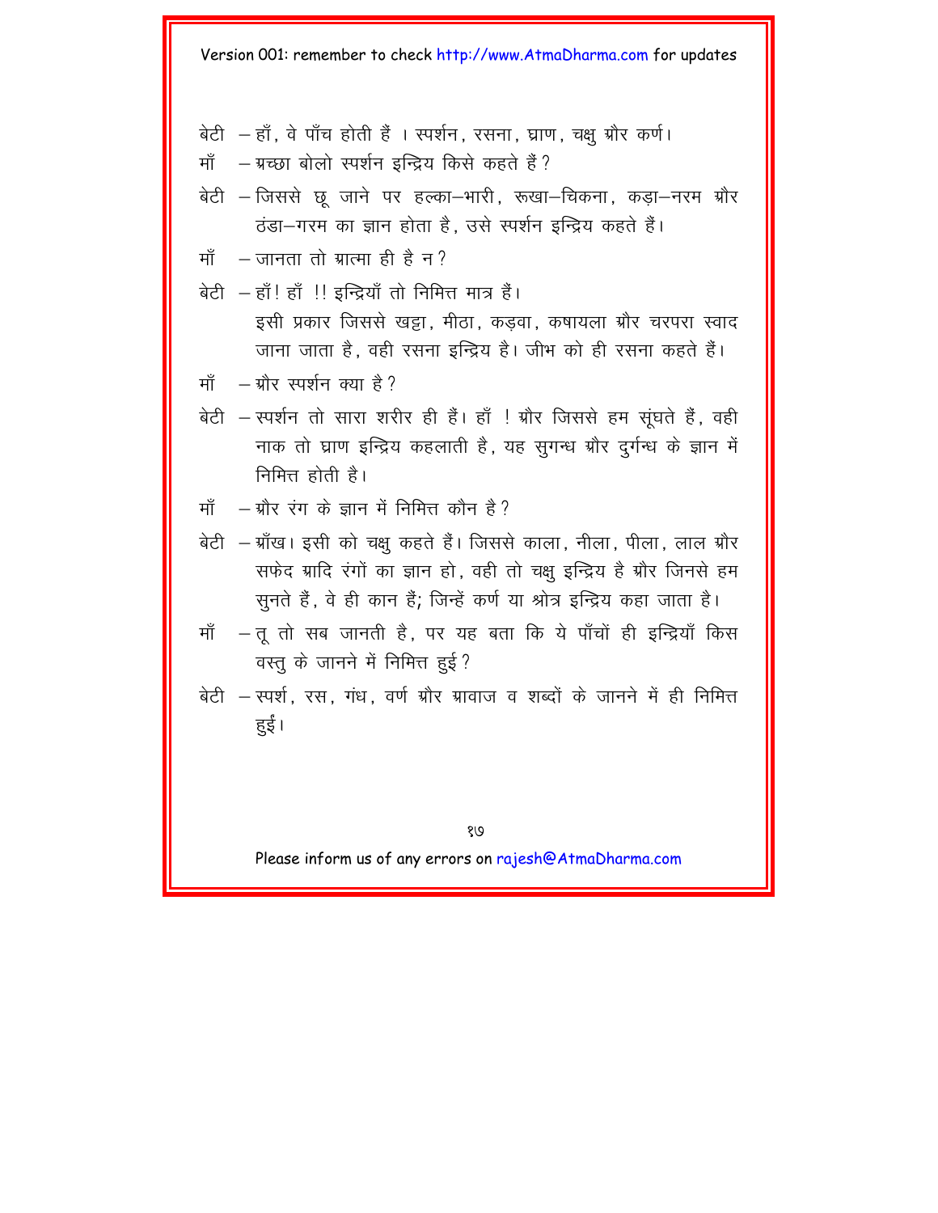बेटी – हाँ, वे पाँच होती हैं । स्पर्शन, रसना, घ्राण, चक्षु और कर्ण।

माँ – अच्छा बोलो स्पर्शन इन्द्रिय किसे कहते हैं ?

बेटी – जिससे छू जाने पर हल्का–भारी, रूखा–चिकना, कड़ा–नरम और ठंडा–गरम का ज्ञान होता है, उसे स्पर्शन इन्द्रिय कहते हैं।

माँ – जानता तो आत्मा ही है न ?

बेटी – हाँ! हाँ !! इन्द्रियाँ तो निमित्त मात्र हैं।
इसी प्रकार जिससे खट्टा, मीठा, कड़वा, कषायला और चरपरा स्वाद जाना जाता है, वही रसना इन्द्रिय है। जीभ को ही रसना कहते हैं।

माँ – और स्पर्शन क्या है ?

बेटी – स्पर्शन तो सारा शरीर ही हैं। हाँ ! और जिससे हम सूंघते हैं, वही नाक तो घ्राण इन्द्रिय कहलाती है, यह सुगन्ध और दुर्गन्ध के ज्ञान में निमित्त होती है।

माँ – और रंग के ज्ञान में निमित्त कौन है ?

बेटी – आँख। इसी को चक्षु कहते हैं। जिससे काला, नीला, पीला, लाल और सफेद आदि रंगों का ज्ञान हो, वही तो चक्षु इन्द्रिय है और जिनसे हम सुनते हैं, वे ही कान हैं; जिन्हें कर्ण या श्रोत्र इन्द्रिय कहा जाता है।

माँ – तू तो सब जानती है, पर यह बता कि ये पाँचों ही इन्द्रियाँ किस वस्तु के जानने में निमित्त हुई ?

बेटी – स्पर्श, रस, गंध, वर्ण और आवाज व शब्दों के जानने में ही निमित्त हुईं।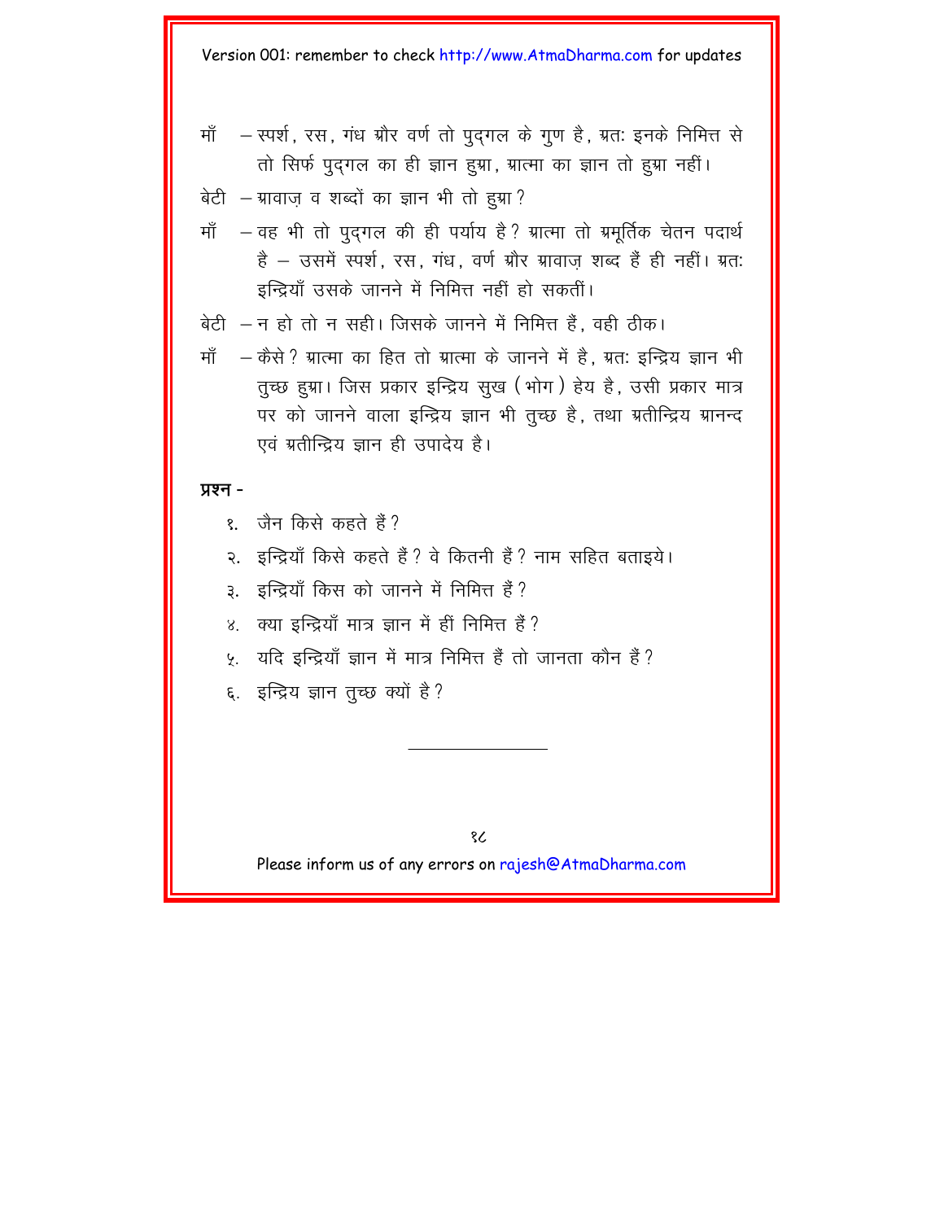माँ – स्पर्श, रस, गंध और वर्ण तो पुद्गल के गुण है, अतः इनके निमित्त से तो सिर्फ पुद्गल का ही ज्ञान हुआ, आत्मा का ज्ञान तो हुआ नहीं।

बेटी – आवाज़ व शब्दों का ज्ञान भी तो हुआ?

माँ – वह भी तो पुद्गल की ही पर्याय है? आत्मा तो अमूर्तिक चेतन पदार्थ है – उसमें स्पर्श, रस, गंध, वर्ण और आवाज़ शब्द हैं ही नहीं। अतः इन्द्रियाँ उसके जानने में निमित्त नहीं हो सकतीं।

बेटी – न हो तो न सही। जिसके जानने में निमित्त हैं, वही ठीक।

माँ – कैसे? आत्मा का हित तो आत्मा के जानने में है, अतः इन्द्रिय ज्ञान भी तुच्छ हुआ। जिस प्रकार इन्द्रिय सुख (भोग) हेय है, उसी प्रकार मात्र पर को जानने वाला इन्द्रिय ज्ञान भी तुच्छ है, तथा अतीन्द्रिय आनन्द एवं अतीन्द्रिय ज्ञान ही उपादेय है।

**प्रश्न -**

१. जैन किसे कहते हैं?
२. इन्द्रियाँ किसे कहते हैं? वे कितनी हैं? नाम सहित बताइये।
३. इन्द्रियाँ किस को जानने में निमित्त हैं?
४. क्या इन्द्रियाँ मात्र ज्ञान में हीं निमित्त हैं?
५. यदि इन्द्रियाँ ज्ञान में मात्र निमित्त हैं तो जानता कौन हैं?
६. इन्द्रिय ज्ञान तुच्छ क्यों है?

---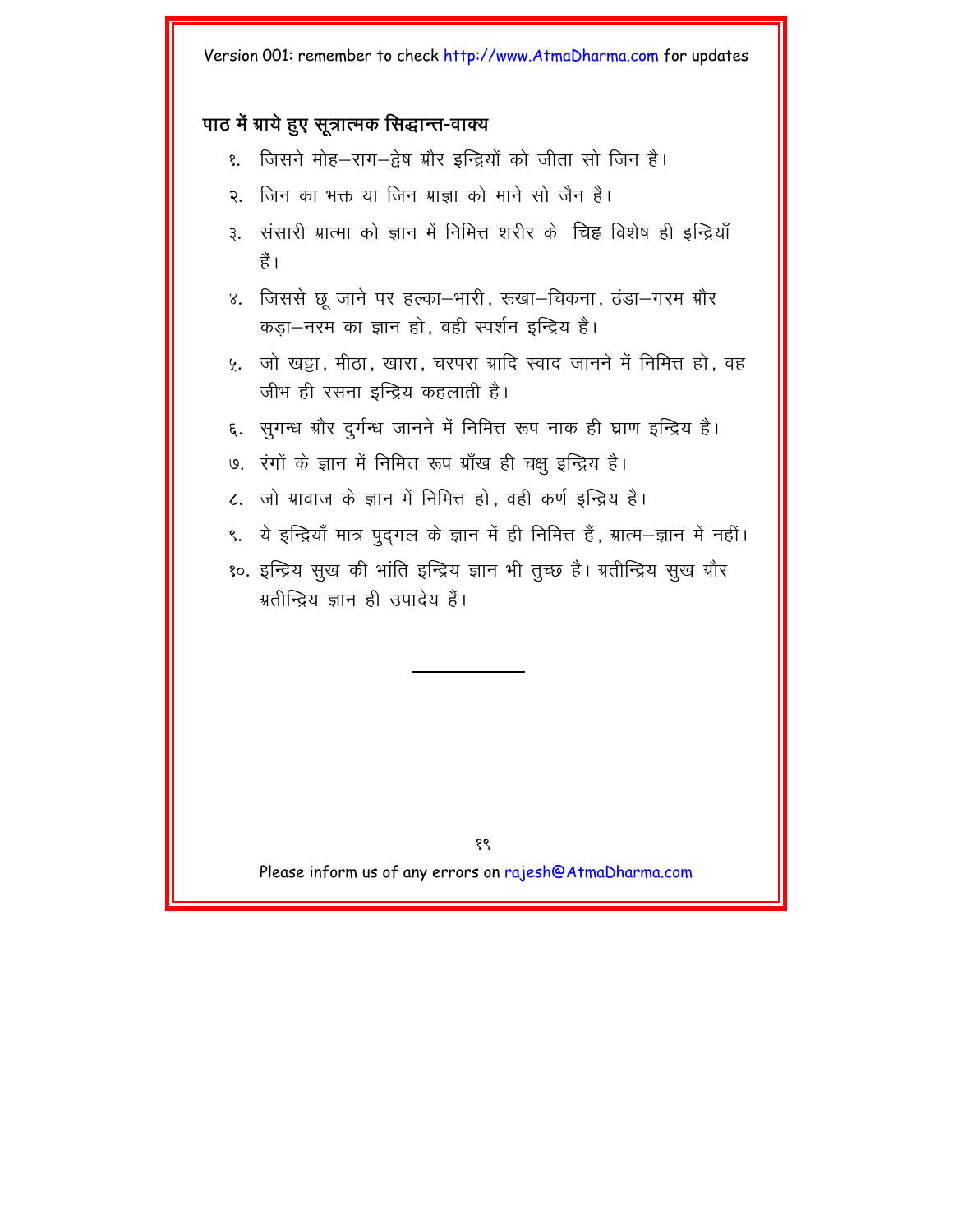### पाठ में आये हुए सूत्रात्मक सिद्धान्त-वाक्य

१. जिसने मोह–राग–द्वेष और इन्द्रियों को जीता सो जिन है।

२. जिन का भक्त या जिन आज्ञा को माने सो जैन है।

३. संसारी आत्मा को ज्ञान में निमित्त शरीर के चिह्न विशेष ही इन्द्रियाँ हैं।

४. जिससे छू जाने पर हल्का–भारी, रूखा–चिकना, ठंडा–गरम और कड़ा–नरम का ज्ञान हो, वही स्पर्शन इन्द्रिय है।

५. जो खट्टा, मीठा, खारा, चरपरा आदि स्वाद जानने में निमित्त हो, वह जीभ ही रसना इन्द्रिय कहलाती है।

६. सुगन्ध और दुर्गन्ध जानने में निमित्त रूप नाक ही घ्राण इन्द्रिय है।

७. रंगों के ज्ञान में निमित्त रूप आँख ही चक्षु इन्द्रिय है।

८. जो आवाज के ज्ञान में निमित्त हो, वही कर्ण इन्द्रिय है।

९. ये इन्द्रियाँ मात्र पुद्‌गल के ज्ञान में ही निमित्त हैं, आत्म–ज्ञान में नहीं।

१०. इन्द्रिय सुख की भांति इन्द्रिय ज्ञान भी तुच्छ है। अतीन्द्रिय सुख और अतीन्द्रिय ज्ञान ही उपादेय हैं।

---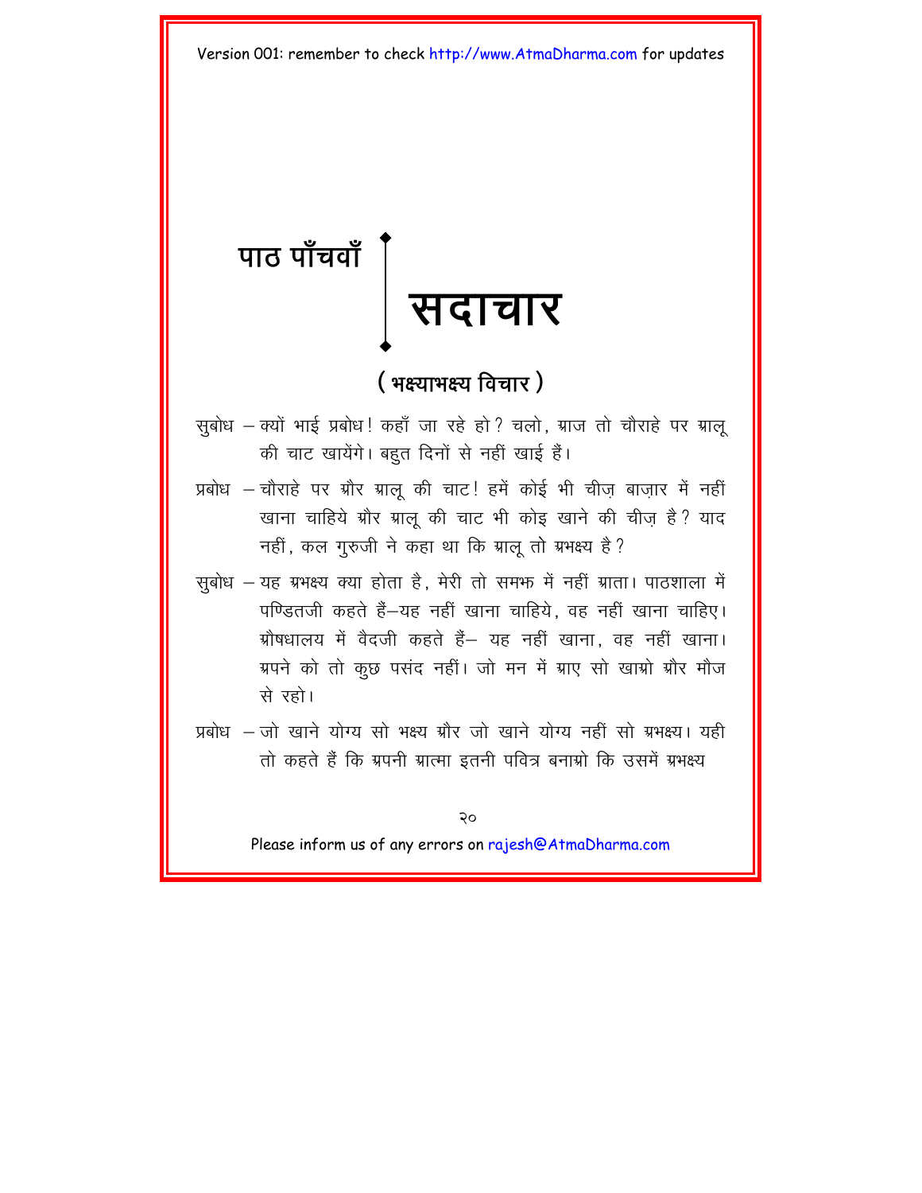# पाठ पाँचवाँ

# सदाचार

## ( भक्ष्याभक्ष्य विचार )

सुबोध – क्यों भाई प्रबोध! कहाँ जा रहे हो? चलो, आज तो चौराहे पर आलू की चाट खायेंगे। बहुत दिनों से नहीं खाई हैं।

प्रबोध – चौराहे पर और आलू की चाट! हमें कोई भी चीज़ बाज़ार में नहीं खाना चाहिये और आलू की चाट भी कोइ खाने की चीज़ है? याद नहीं, कल गुरुजी ने कहा था कि आलू तो अभक्ष्य है?

सुबोध – यह अभक्ष्य क्या होता है, मेरी तो समझ में नहीं आता। पाठशाला में पण्डितजी कहते हैं–यह नहीं खाना चाहिये, वह नहीं खाना चाहिए। औषधालय में वैदजी कहते हैं– यह नहीं खाना, वह नहीं खाना। अपने को तो कुछ पसंद नहीं। जो मन में आए सो खाओ और मौज से रहो।

प्रबोध – जो खाने योग्य सो भक्ष्य और जो खाने योग्य नहीं सो अभक्ष्य। यही तो कहते हैं कि अपनी आत्मा इतनी पवित्र बनाओ कि उसमें अभक्ष्य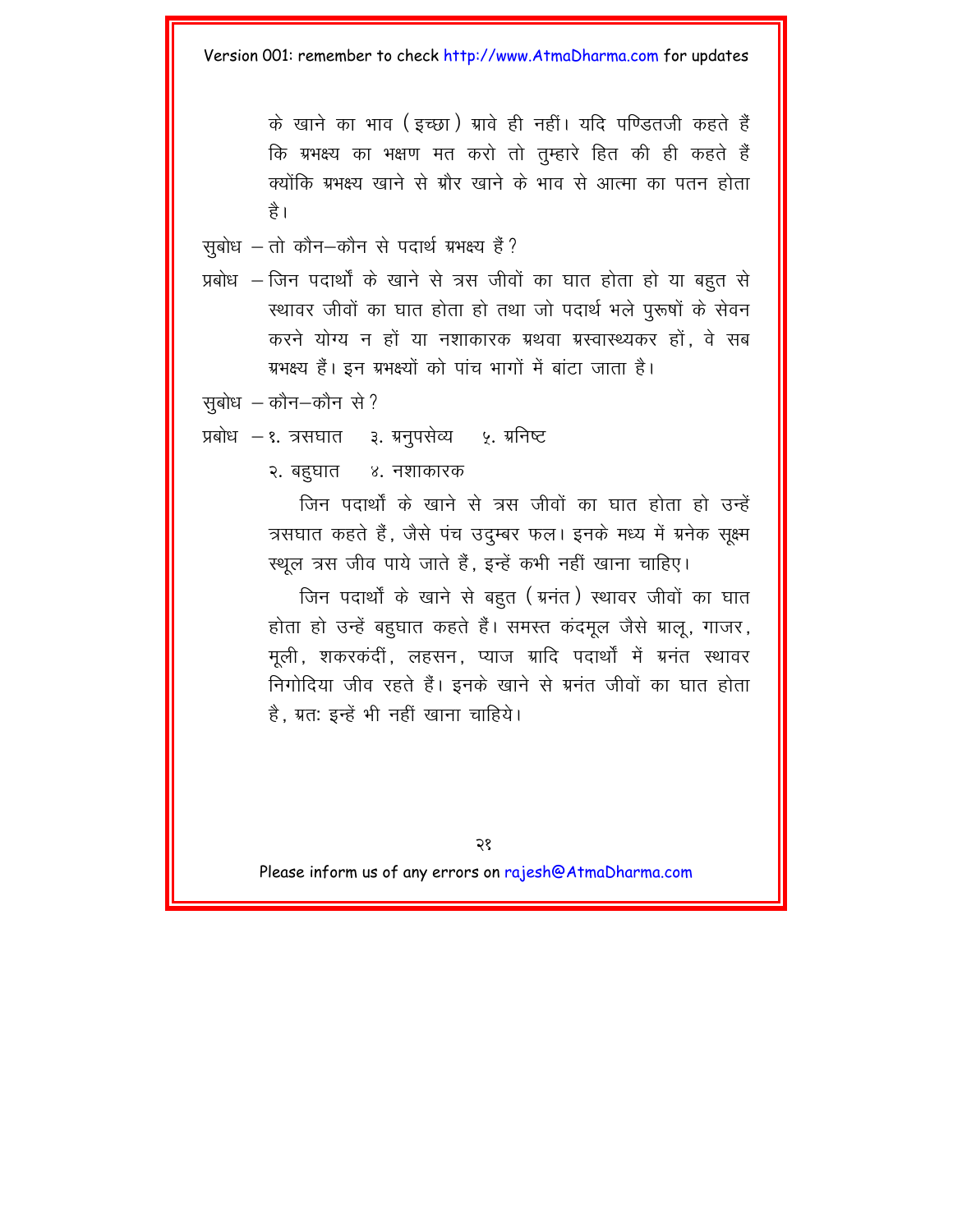के खाने का भाव (इच्छा) ग्रावे ही नहीं। यदि पण्डितजी कहते हैं कि ग्रभक्ष्य का भक्षण मत करो तो तुम्हारे हित की ही कहते हैं क्योंकि ग्रभक्ष्य खाने से ग्रौर खाने के भाव से आत्मा का पतन होता है।

सुबोध – तो कौन–कौन से पदार्थ ग्रभक्ष्य हैं?

प्रबोध – जिन पदार्थों के खाने से त्रस जीवों का घात होता हो या बहुत से स्थावर जीवों का घात होता हो तथा जो पदार्थ भले पुरूषों के सेवन करने योग्य न हों या नशाकारक ग्रथवा ग्रस्वास्थ्यकर हों, वे सब ग्रभक्ष्य हैं। इन ग्रभक्ष्यों को पांच भागों में बांटा जाता है।

सुबोध – कौन–कौन से?

प्रबोध – १. त्रसघात  ३. ग्रनुपसेव्य  ५. ग्रनिष्ट
२. बहुघात  ४. नशाकारक

जिन पदार्थों के खाने से त्रस जीवों का घात होता हो उन्हें त्रसघात कहते हैं, जैसे पंच उदुम्बर फल। इनके मध्य में ग्रनेक सूक्ष्म स्थूल त्रस जीव पाये जाते हैं, इन्हें कभी नहीं खाना चाहिए।

जिन पदार्थों के खाने से बहुत (ग्रनंत) स्थावर जीवों का घात होता हो उन्हें बहुघात कहते हैं। समस्त कंदमूल जैसे ग्रालू, गाजर, मूली, शकरकंदीं, लहसन, प्याज ग्रादि पदार्थों में ग्रनंत स्थावर निगोदिया जीव रहते हैं। इनके खाने से ग्रनंत जीवों का घात होता है, ग्रत: इन्हें भी नहीं खाना चाहिये।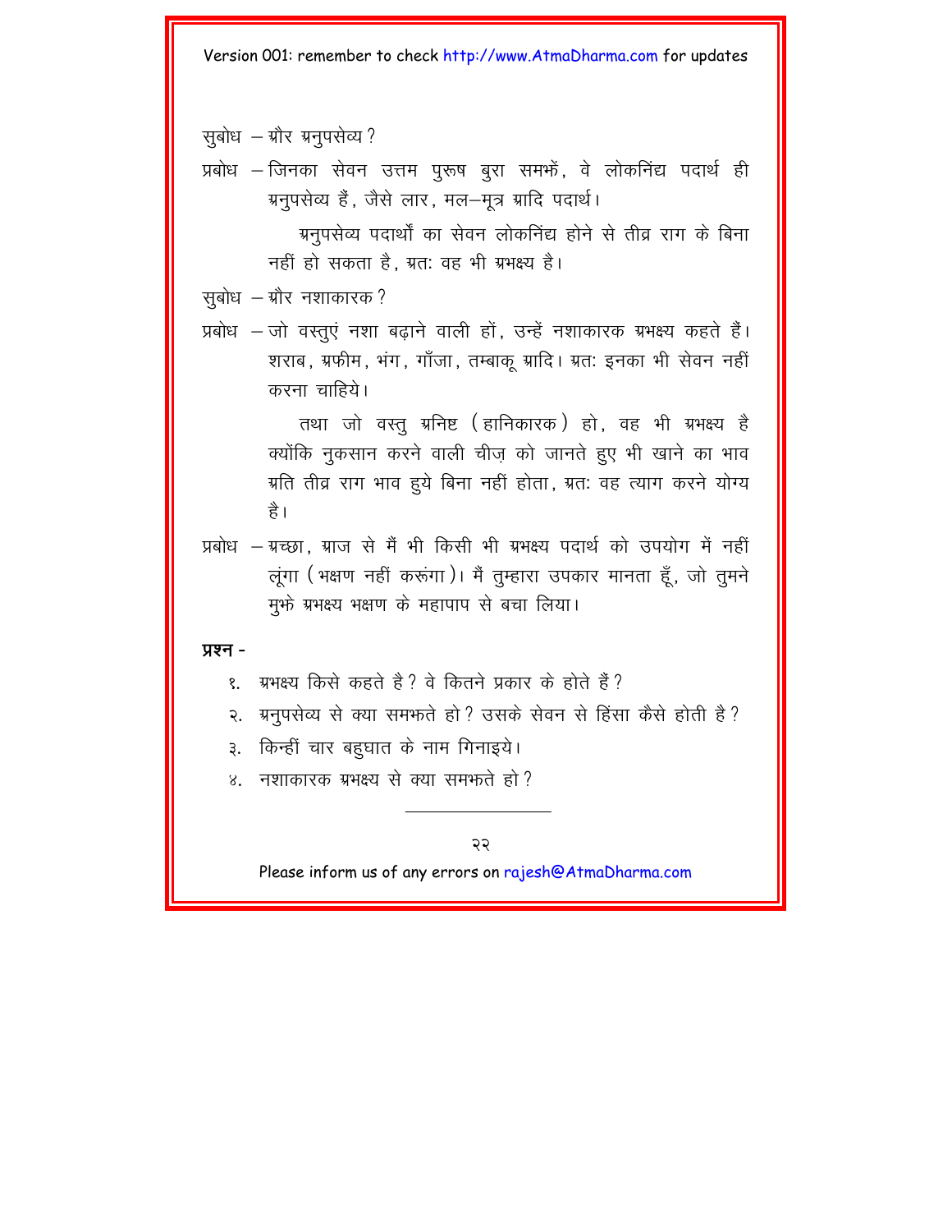सुबोध – और अनुपसेव्य?

प्रबोध – जिनका सेवन उत्तम पुरूष बुरा समझें, वे लोकनिंद्य पदार्थ ही अनुपसेव्य हैं, जैसे लार, मल–मूत्र आदि पदार्थ।

अनुपसेव्य पदार्थों का सेवन लोकनिंद्य होने से तीव्र राग के बिना नहीं हो सकता है, अतः वह भी अभक्ष्य है।

सुबोध – और नशाकारक?

प्रबोध – जो वस्तुएं नशा बढ़ाने वाली हों, उन्हें नशाकारक अभक्ष्य कहते हैं। शराब, अफीम, भंग, गाँजा, तम्बाकू आदि। अतः इनका भी सेवन नहीं करना चाहिये।

तथा जो वस्तु अनिष्ट (हानिकारक) हो, वह भी अभक्ष्य है क्योंकि नुकसान करने वाली चीज़ को जानते हुए भी खाने का भाव अति तीव्र राग भाव हुये बिना नहीं होता, अतः वह त्याग करने योग्य है।

प्रबोध – अच्छा, आज से मैं भी किसी भी अभक्ष्य पदार्थ को उपयोग में नहीं लूंगा (भक्षण नहीं करूंगा)। मैं तुम्हारा उपकार मानता हूँ, जो तुमने मुझे अभक्ष्य भक्षण के महापाप से बचा लिया।

**प्रश्न -**

१. अभक्ष्य किसे कहते है? वे कितने प्रकार के होते हैं?
२. अनुपसेव्य से क्या समझते हो? उसके सेवन से हिंसा कैसे होती है?
३. किन्हीं चार बहुघात के नाम गिनाइये।
४. नशाकारक अभक्ष्य से क्या समझते हो?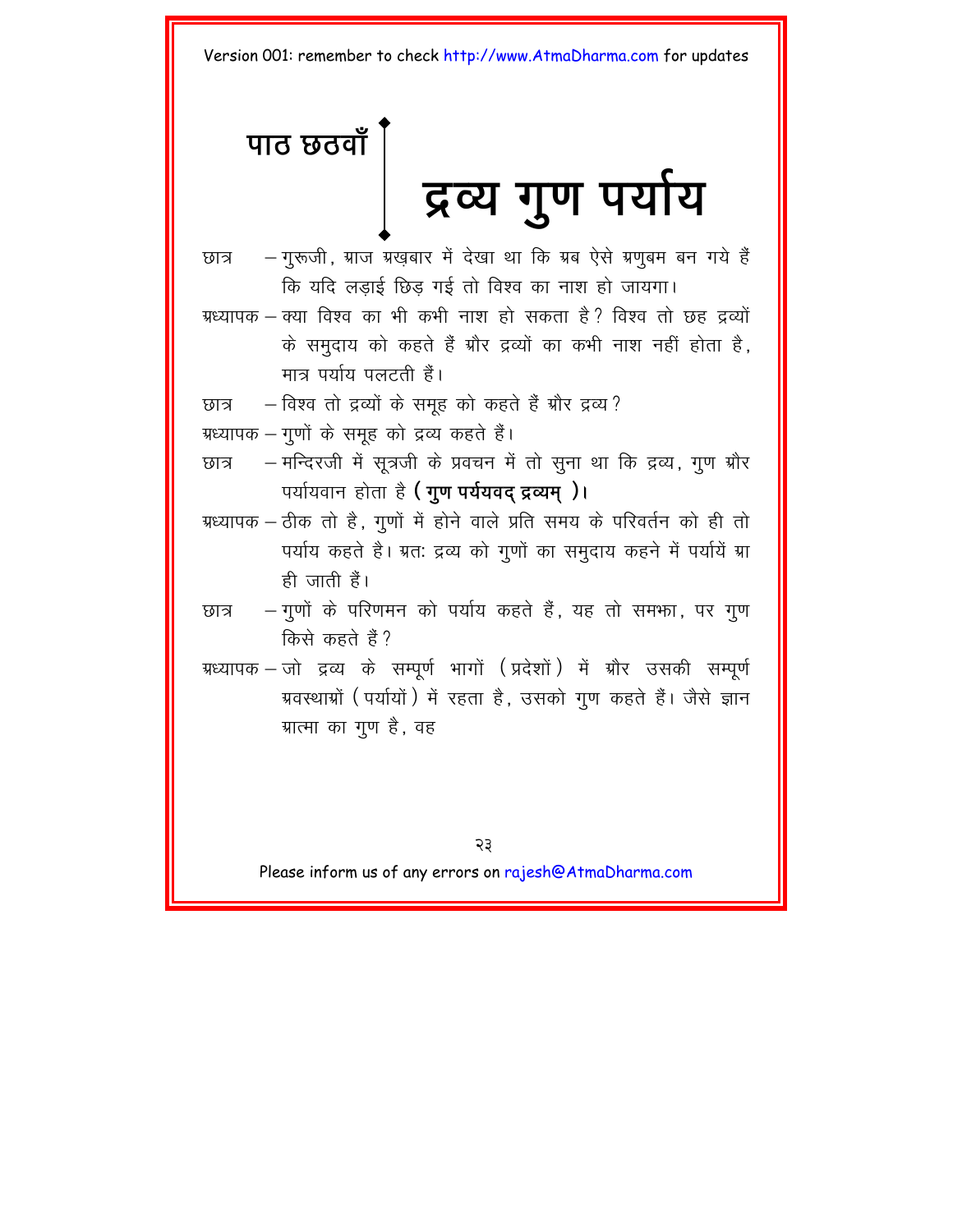# पाठ छठवाँ

# द्रव्य गुण पर्याय

छात्र – गुरूजी, आज अख़बार में देखा था कि अब ऐसे अणुबम बन गये हैं कि यदि लड़ाई छिड़ गई तो विश्व का नाश हो जायगा।

अध्यापक – क्या विश्व का भी कभी नाश हो सकता है? विश्व तो छह द्रव्यों के समुदाय को कहते हैं और द्रव्यों का कभी नाश नहीं होता है, मात्र पर्याय पलटती हैं।

छात्र – विश्व तो द्रव्यों के समूह को कहते हैं और द्रव्य?

अध्यापक – गुणों के समूह को द्रव्य कहते हैं।

छात्र – मन्दिरजी में सूत्रजी के प्रवचन में तो सुना था कि द्रव्य, गुण और पर्यायवान होता है **( गुण पर्ययवद् द्रव्यम् )**।

अध्यापक – ठीक तो है, गुणों में होने वाले प्रति समय के परिवर्तन को ही तो पर्याय कहते है। अतः द्रव्य को गुणों का समुदाय कहने में पर्यायें आ ही जाती हैं।

छात्र – गुणों के परिणमन को पर्याय कहते हैं, यह तो समझा, पर गुण किसे कहते हैं?

अध्यापक – जो द्रव्य के सम्पूर्ण भागों (प्रदेशों) में और उसकी सम्पूर्ण अवस्थाओं (पर्यायों) में रहता है, उसको गुण कहते हैं। जैसे ज्ञान आत्मा का गुण है, वह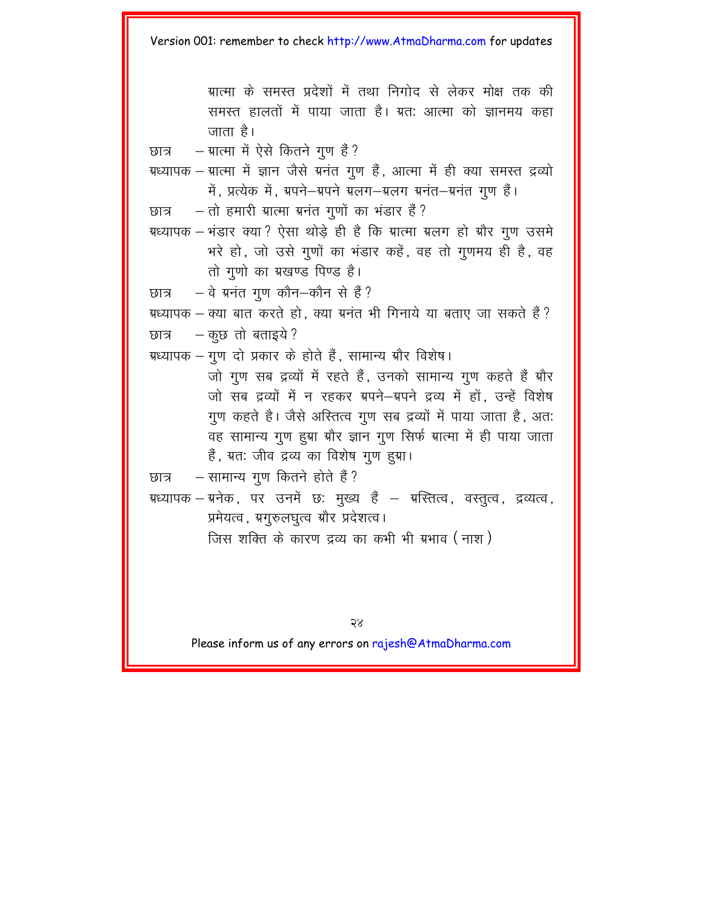ग्रात्मा के समस्त प्रदेशों में तथा निगोद से लेकर मोक्ष तक की समस्त हालतों में पाया जाता है। ग्रतः आत्मा को ज्ञानमय कहा जाता है।

छात्र – ग्रात्मा में ऐसे कितने गुण हैं?

ग्रध्यापक – ग्रात्मा में ज्ञान जैसे ग्रनंत गुण हैं, आत्मा में ही क्या समस्त द्रव्यो में, प्रत्येक में, ग्रपने–ग्रपने ग्रलग–ग्रलग ग्रनंत–ग्रनंत गुण हैं।

छात्र – तो हमारी ग्रात्मा ग्रनंत गुणों का भंडार है?

ग्रध्यापक – भंडार क्या? ऐसा थोड़े ही है कि ग्रात्मा ग्रलग हो ग्रौर गुण उसमे भरे हो, जो उसे गुणों का भंडार कहें, वह तो गुणमय ही है, वह तो गुणो का ग्रखण्ड पिण्ड है।

छात्र – वे ग्रनंत गुण कौन–कौन से हैं?

ग्रध्यापक – क्या बात करते हो, क्या ग्रनंत भी गिनाये या बताए जा सकते हैं?

छात्र – कुछ तो बताइये?

ग्रध्यापक – गुण दो प्रकार के होते हैं, सामान्य ग्रौर विशेष।

जो गुण सब द्रव्यों में रहते हैं, उनको सामान्य गुण कहते हैं ग्रौर जो सब द्रव्यों में न रहकर ग्रपने–ग्रपने द्रव्य में हों, उन्हें विशेष गुण कहते है। जैसे अस्तित्व गुण सब द्रव्यों में पाया जाता है, अतः वह सामान्य गुण हुग्रा ग्रौर ज्ञान गुण सिर्फ ग्रात्मा में ही पाया जाता हैं, ग्रतः जीव द्रव्य का विशेष गुण हुग्रा।

छात्र – सामान्य गुण कितने होते हैं?

ग्रध्यापक – ग्रनेक, पर उनमें छः मुख्य हैं – ग्रस्तित्व, वस्तुत्व, द्रव्यत्व, प्रमेयत्व, ग्रगुरुलघुत्व ग्रौर प्रदेशत्व।

जिस शक्ति के कारण द्रव्य का कभी भी ग्रभाव (नाश)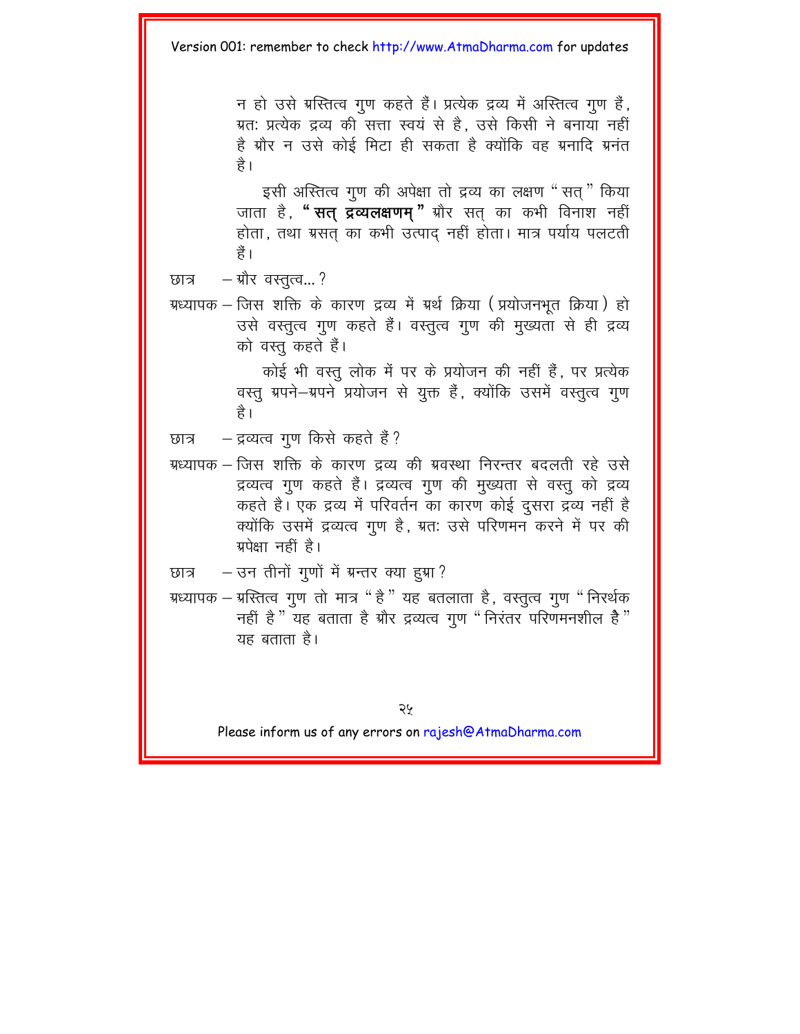न हो उसे अस्तित्व गुण कहते हैं। प्रत्येक द्रव्य में अस्तित्व गुण हैं, अतः प्रत्येक द्रव्य की सत्ता स्वयं से है, उसे किसी ने बनाया नहीं है और न उसे कोई मिटा ही सकता है क्योंकि वह अनादि अनंत है।

इसी अस्तित्व गुण की अपेक्षा तो द्रव्य का लक्षण "सत्" किया जाता है, **"सत् द्रव्यलक्षणम्"** और सत् का कभी विनाश नहीं होता, तथा असत् का कभी उत्पाद् नहीं होता। मात्र पर्याय पलटती हैं।

छात्र – और वस्तुत्व... ?

अध्यापक – जिस शक्ति के कारण द्रव्य में अर्थ क्रिया (प्रयोजनभूत क्रिया) हो उसे वस्तुत्व गुण कहते हैं। वस्तुत्व गुण की मुख्यता से ही द्रव्य को वस्तु कहते हैं।

कोई भी वस्तु लोक में पर के प्रयोजन की नहीं हैं, पर प्रत्येक वस्तु अपने–अपने प्रयोजन से युक्त हैं, क्योंकि उसमें वस्तुत्व गुण है।

छात्र – द्रव्यत्व गुण किसे कहते हैं?

अध्यापक – जिस शक्ति के कारण द्रव्य की अवस्था निरन्तर बदलती रहे उसे द्रव्यत्व गुण कहते हैं। द्रव्यत्व गुण की मुख्यता से वस्तु को द्रव्य कहते है। एक द्रव्य में परिवर्तन का कारण कोई दुसरा द्रव्य नहीं है क्योंकि उसमें द्रव्यत्व गुण है, अतः उसे परिणमन करने में पर की अपेक्षा नहीं है।

छात्र – उन तीनों गुणों में अन्तर क्या हुआ?

अध्यापक – अस्तित्व गुण तो मात्र "है" यह बतलाता है, वस्तुत्व गुण "निरर्थक नहीं है" यह बताता है और द्रव्यत्व गुण "निरंतर परिणमनशील है" यह बताता है।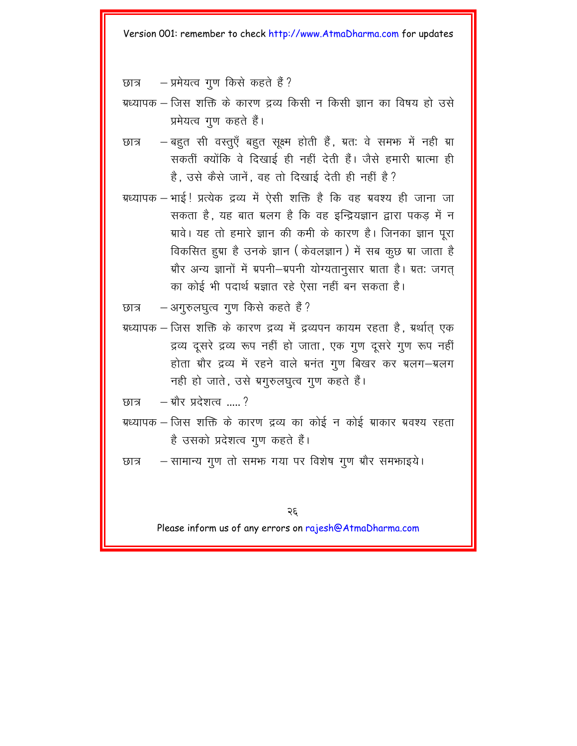छात्र – प्रमेयत्व गुण किसे कहते हैं?

अध्यापक – जिस शक्ति के कारण द्रव्य किसी न किसी ज्ञान का विषय हो उसे प्रमेयत्व गुण कहते हैं।

छात्र – बहुत सी वस्तुएँ बहुत सूक्ष्म होती हैं, अतः वे समझ में नही आ सकतीं क्योंकि वे दिखाई ही नहीं देती हैं। जैसे हमारी आत्मा ही है, उसे कैसे जानें, वह तो दिखाई देती ही नहीं है?

अध्यापक – भाई! प्रत्येक द्रव्य में ऐसी शक्ति है कि वह अवश्य ही जाना जा सकता है, यह बात अलग है कि वह इन्द्रियज्ञान द्वारा पकड़ में न आवे। यह तो हमारे ज्ञान की कमी के कारण है। जिनका ज्ञान पूरा विकसित हुआ है उनके ज्ञान (केवलज्ञान) में सब कुछ आ जाता है और अन्य ज्ञानों में अपनी–अपनी योग्यतानुसार आता है। अतः जगत् का कोई भी पदार्थ अज्ञात रहे ऐसा नहीं बन सकता है।

छात्र – अगुरुलघुत्व गुण किसे कहते हैं?

अध्यापक – जिस शक्ति के कारण द्रव्य में द्रव्यपन कायम रहता है, अर्थात् एक द्रव्य दूसरे द्रव्य रूप नहीं हो जाता, एक गुण दूसरे गुण रूप नहीं होता और द्रव्य में रहने वाले अनंत गुण बिखर कर अलग–अलग नही हो जाते, उसे अगुरुलघुत्व गुण कहते हैं।

छात्र – और प्रदेशत्व .....?

अध्यापक – जिस शक्ति के कारण द्रव्य का कोई न कोई आकार अवश्य रहता है उसको प्रदेशत्व गुण कहते हैं।

छात्र – सामान्य गुण तो समझ गया पर विशेष गुण और समझाइये।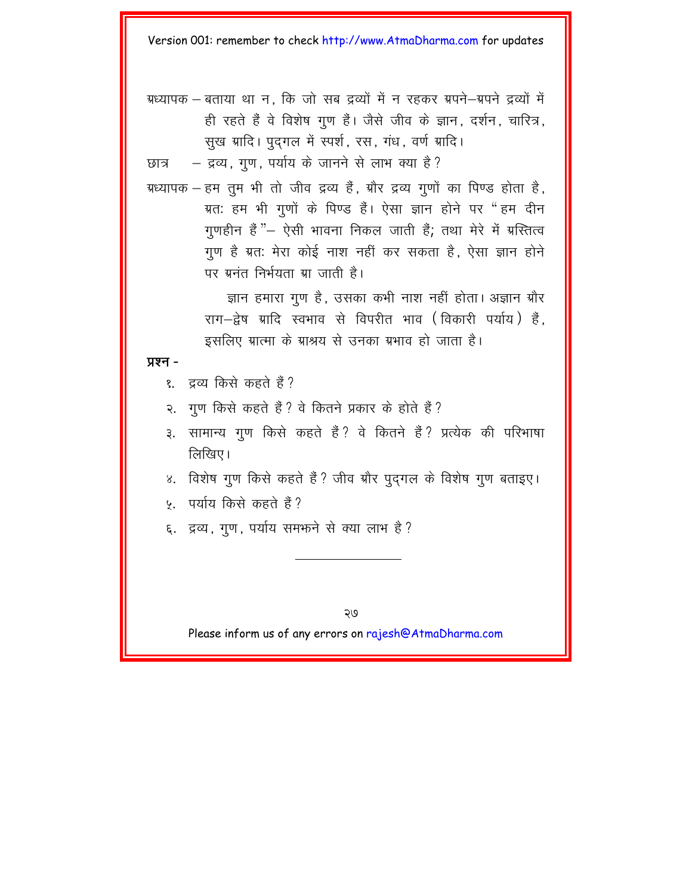अध्यापक – बताया था न, कि जो सब द्रव्यों में न रहकर अपने–अपने द्रव्यों में ही रहते हैं वे विशेष गुण हैं। जैसे जीव के ज्ञान, दर्शन, चारित्र, सुख आदि। पुद्गल में स्पर्श, रस, गंध, वर्ण आदि।

छात्र – द्रव्य, गुण, पर्याय के जानने से लाभ क्या है?

अध्यापक – हम तुम भी तो जीव द्रव्य हैं, और द्रव्य गुणों का पिण्ड होता है, अतः हम भी गुणों के पिण्ड हैं। ऐसा ज्ञान होने पर "हम दीन गुणहीन हैं"– ऐसी भावना निकल जाती हैं; तथा मेरे में अस्तित्व गुण है अतः मेरा कोई नाश नहीं कर सकता है, ऐसा ज्ञान होने पर अनंत निर्भयता आ जाती है।

ज्ञान हमारा गुण है, उसका कभी नाश नहीं होता। अज्ञान और राग–द्वेष आदि स्वभाव से विपरीत भाव (विकारी पर्याय) हैं, इसलिए आत्मा के आश्रय से उनका अभाव हो जाता है।

**प्रश्न -**

१. द्रव्य किसे कहते हैं?

२. गुण किसे कहते हैं? वे कितने प्रकार के होते हैं?

३. सामान्य गुण किसे कहते हैं? वे कितने हैं? प्रत्येक की परिभाषा लिखिए।

४. विशेष गुण किसे कहते हैं? जीव और पुद्गल के विशेष गुण बताइए।

५. पर्याय किसे कहते हैं?

६. द्रव्य, गुण, पर्याय समझने से क्या लाभ है?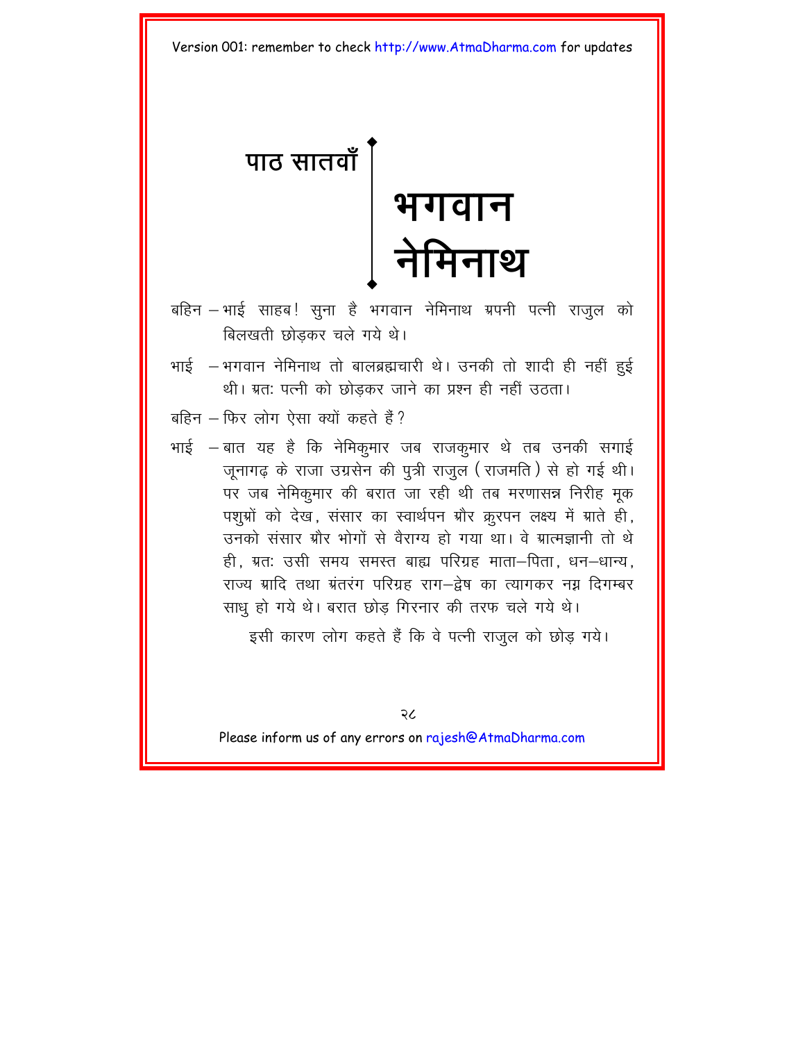## पाठ सातवाँ

# भगवान नेमिनाथ

बहिन – भाई साहब! सुना है भगवान नेमिनाथ अपनी पत्नी राजुल को बिलखती छोड़कर चले गये थे।

भाई – भगवान नेमिनाथ तो बालब्रह्मचारी थे। उनकी तो शादी ही नहीं हुई थी। अतः पत्नी को छोड़कर जाने का प्रश्न ही नहीं उठता।

बहिन – फिर लोग ऐसा क्यों कहते हैं?

भाई – बात यह है कि नेमिकुमार जब राजकुमार थे तब उनकी सगाई जूनागढ़ के राजा उग्रसेन की पुत्री राजुल (राजमति) से हो गई थी। पर जब नेमिकुमार की बरात जा रही थी तब मरणासन्न निरीह मूक पशुओं को देख, संसार का स्वार्थपन और क्रुरपन लक्ष्य में आते ही, उनको संसार और भोगों से वैराग्य हो गया था। वे आत्मज्ञानी तो थे ही, अतः उसी समय समस्त बाह्य परिग्रह माता–पिता, धन–धान्य, राज्य आदि तथा अंतरंग परिग्रह राग–द्वेष का त्यागकर नग्न दिगम्बर साधु हो गये थे। बरात छोड़ गिरनार की तरफ चले गये थे।

इसी कारण लोग कहते हैं कि वे पत्नी राजुल को छोड़ गये।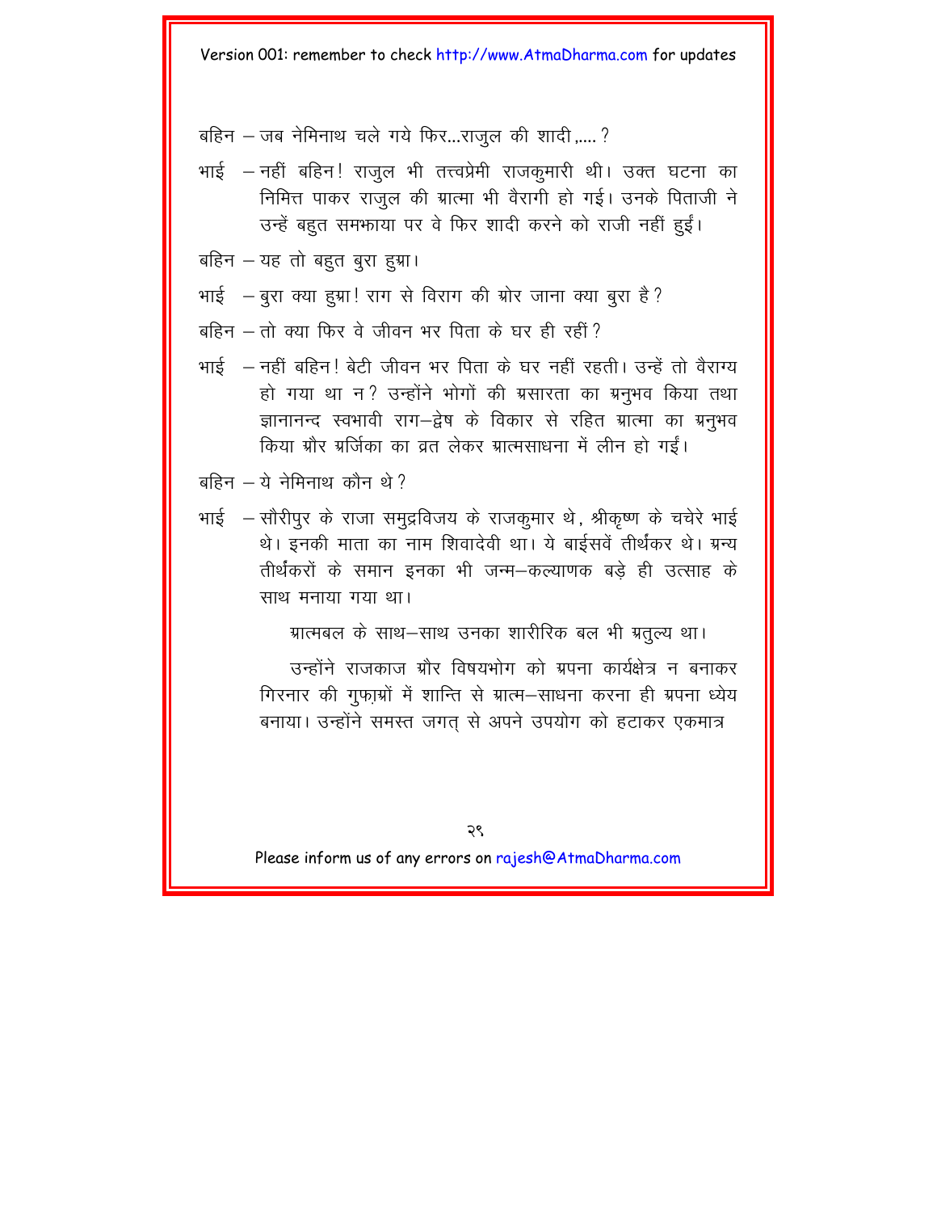बहिन – जब नेमिनाथ चले गये फिर...राजुल की शादी,.... ?

भाई – नहीं बहिन! राजुल भी तत्त्वप्रेमी राजकुमारी थी। उक्त घटना का निमित्त पाकर राजुल की आत्मा भी वैरागी हो गई। उनके पिताजी ने उन्हें बहुत समझाया पर वे फिर शादी करने को राजी नहीं हुईं।

बहिन – यह तो बहुत बुरा हुआ।

भाई – बुरा क्या हुआ! राग से विराग की ओर जाना क्या बुरा है?

बहिन – तो क्या फिर वे जीवन भर पिता के घर ही रहीं?

भाई – नहीं बहिन! बेटी जीवन भर पिता के घर नहीं रहती। उन्हें तो वैराग्य हो गया था न? उन्होंने भोगों की असारता का अनुभव किया तथा ज्ञानानन्द स्वभावी राग–द्वेष के विकार से रहित आत्मा का अनुभव किया और अर्जिका का व्रत लेकर आत्मसाधना में लीन हो गईं।

बहिन – ये नेमिनाथ कौन थे?

भाई – सौरीपुर के राजा समुद्रविजय के राजकुमार थे, श्रीकृष्ण के चचेरे भाई थे। इनकी माता का नाम शिवादेवी था। ये बाईसवें तीर्थंकर थे। अन्य तीर्थंकरों के समान इनका भी जन्म–कल्याणक बड़े ही उत्साह के साथ मनाया गया था।

आत्मबल के साथ–साथ उनका शारीरिक बल भी अतुल्य था।

उन्होंने राजकाज और विषयभोग को अपना कार्यक्षेत्र न बनाकर गिरनार की गुफाओं में शान्ति से आत्म–साधना करना ही अपना ध्येय बनाया। उन्होंने समस्त जगत् से अपने उपयोग को हटाकर एकमात्र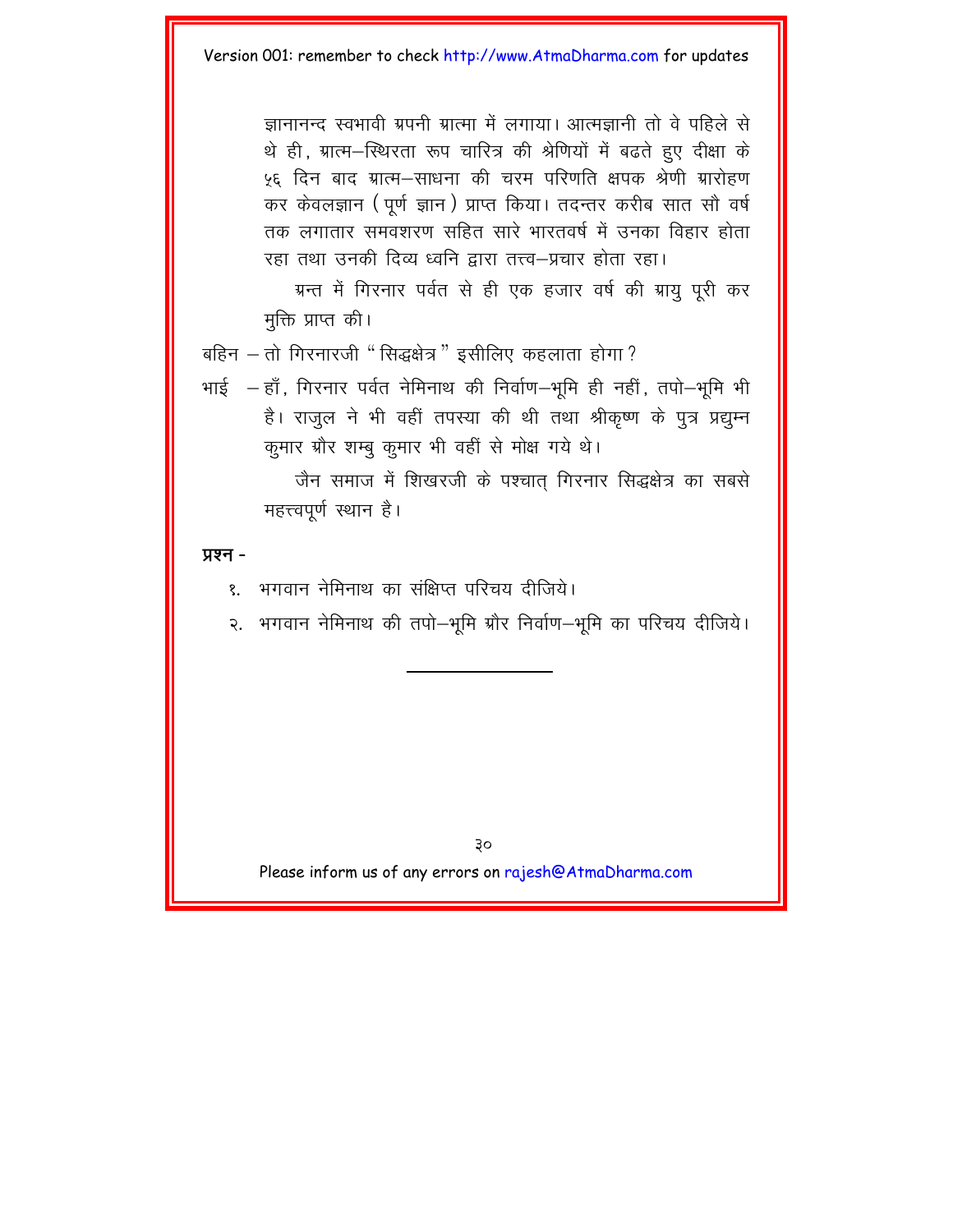ज्ञानानन्द स्वभावी अपनी आत्मा में लगाया। आत्मज्ञानी तो वे पहिले से थे ही, आत्म–स्थिरता रूप चारित्र की श्रेणियों में बढते हुए दीक्षा के ५६ दिन बाद आत्म–साधना की चरम परिणति क्षपक श्रेणी आरोहण कर केवलज्ञान (पूर्ण ज्ञान) प्राप्त किया। तदन्तर करीब सात सौ वर्ष तक लगातार समवशरण सहित सारे भारतवर्ष में उनका विहार होता रहा तथा उनकी दिव्य ध्वनि द्वारा तत्त्व–प्रचार होता रहा।

अन्त में गिरनार पर्वत से ही एक हजार वर्ष की आयु पूरी कर मुक्ति प्राप्त की।

बहिन – तो गिरनारजी "सिद्धक्षेत्र" इसीलिए कहलाता होगा?

भाई – हाँ, गिरनार पर्वत नेमिनाथ की निर्वाण–भूमि ही नहीं, तपो–भूमि भी है। राजुल ने भी वहीं तपस्या की थी तथा श्रीकृष्ण के पुत्र प्रद्युम्न कुमार और शम्बु कुमार भी वहीं से मोक्ष गये थे।

जैन समाज में शिखरजी के पश्चात् गिरनार सिद्धक्षेत्र का सबसे महत्त्वपूर्ण स्थान है।

**प्रश्न -**

१. भगवान नेमिनाथ का संक्षिप्त परिचय दीजिये।

२. भगवान नेमिनाथ की तपो–भूमि और निर्वाण–भूमि का परिचय दीजिये।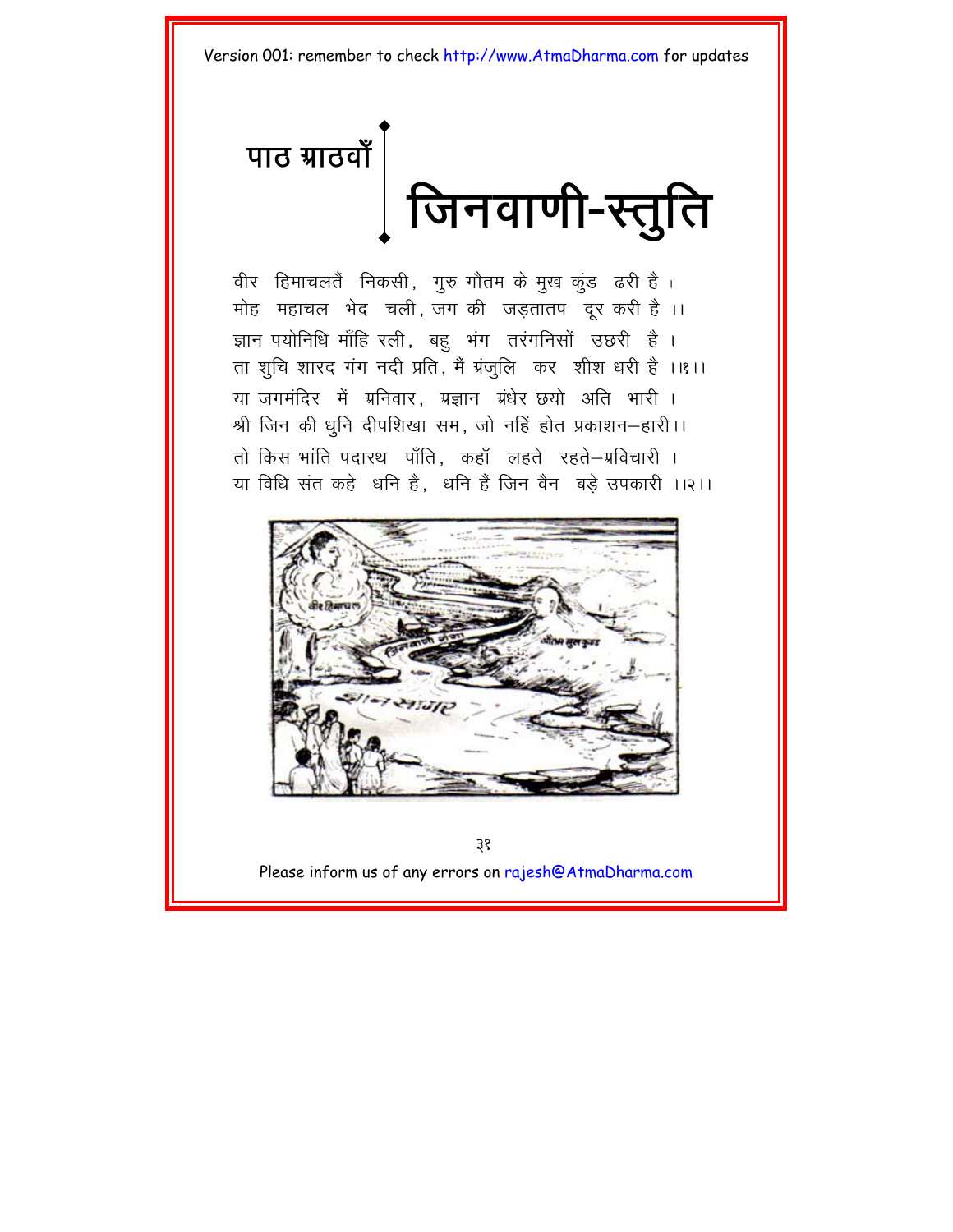# पाठ आठवाँ

## जिनवाणी-स्तुति

वीर हिमाचलतैं निकसी, गुरु गौतम के मुख कुंड ढरी है ।  
मोह महाचल भेद चली, जग की जड़तातप दूर करी है ।।  
ज्ञान पयोनिधि माँहि रली, बहु भंग तरंगनिसों उछरी है ।  
ता शुचि शारद गंग नदी प्रति, मैं अंजुलि कर शीश धरी है ।।१।।  
या जगमंदिर में अनिवार, अज्ञान अंधेर छयो अति भारी ।  
श्री जिन की धुनि दीपशिखा सम, जो नहिं होत प्रकाशन–हारी।।  
तो किस भांति पदारथ पाँति, कहाँ लहते रहते–अविचारी ।  
या विधि संत कहे धनि है, धनि हैं जिन वैन बड़े उपकारी ।।२।।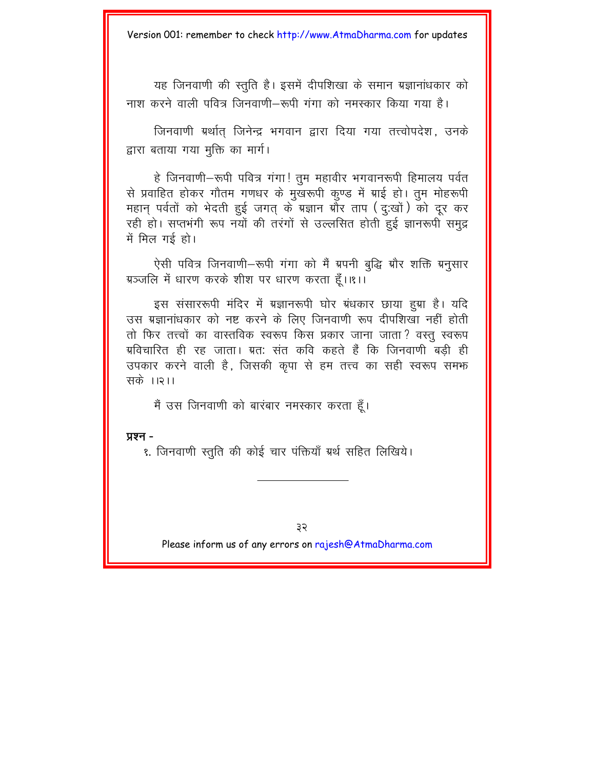यह जिनवाणी की स्तुति है। इसमें दीपशिखा के समान अज्ञानांधकार को नाश करने वाली पवित्र जिनवाणी–रूपी गंगा को नमस्कार किया गया है।

जिनवाणी अर्थात् जिनेन्द्र भगवान द्वारा दिया गया तत्त्वोपदेश, उनके द्वारा बताया गया मुक्ति का मार्ग।

हे जिनवाणी–रूपी पवित्र गंगा! तुम महावीर भगवानरूपी हिमालय पर्वत से प्रवाहित होकर गौतम गणधर के मुखरूपी कुण्ड में आई हो। तुम मोहरूपी महान् पर्वतों को भेदती हुई जगत् के अज्ञान और ताप (दुःखों) को दूर कर रही हो। सप्तभंगी रूप नयों की तरंगों से उल्लसित होती हुई ज्ञानरूपी समुद्र में मिल गई हो।

ऐसी पवित्र जिनवाणी–रूपी गंगा को मैं अपनी बुद्धि और शक्ति अनुसार अञ्जलि में धारण करके शीश पर धारण करता हूँ।।१।।

इस संसाररूपी मंदिर में अज्ञानरूपी घोर अंधकार छाया हुआ है। यदि उस अज्ञानांधकार को नष्ट करने के लिए जिनवाणी रूप दीपशिखा नहीं होती तो फिर तत्त्वों का वास्तविक स्वरूप किस प्रकार जाना जाता? वस्तु स्वरूप अविचारित ही रह जाता। अतः संत कवि कहते हैं कि जिनवाणी बड़ी ही उपकार करने वाली है, जिसकी कृपा से हम तत्त्व का सही स्वरूप समझ सके ।।२।।

मैं उस जिनवाणी को बारंबार नमस्कार करता हूँ।

**प्रश्न -**

१. जिनवाणी स्तुति की कोई चार पंक्तियाँ अर्थ सहित लिखिये।

---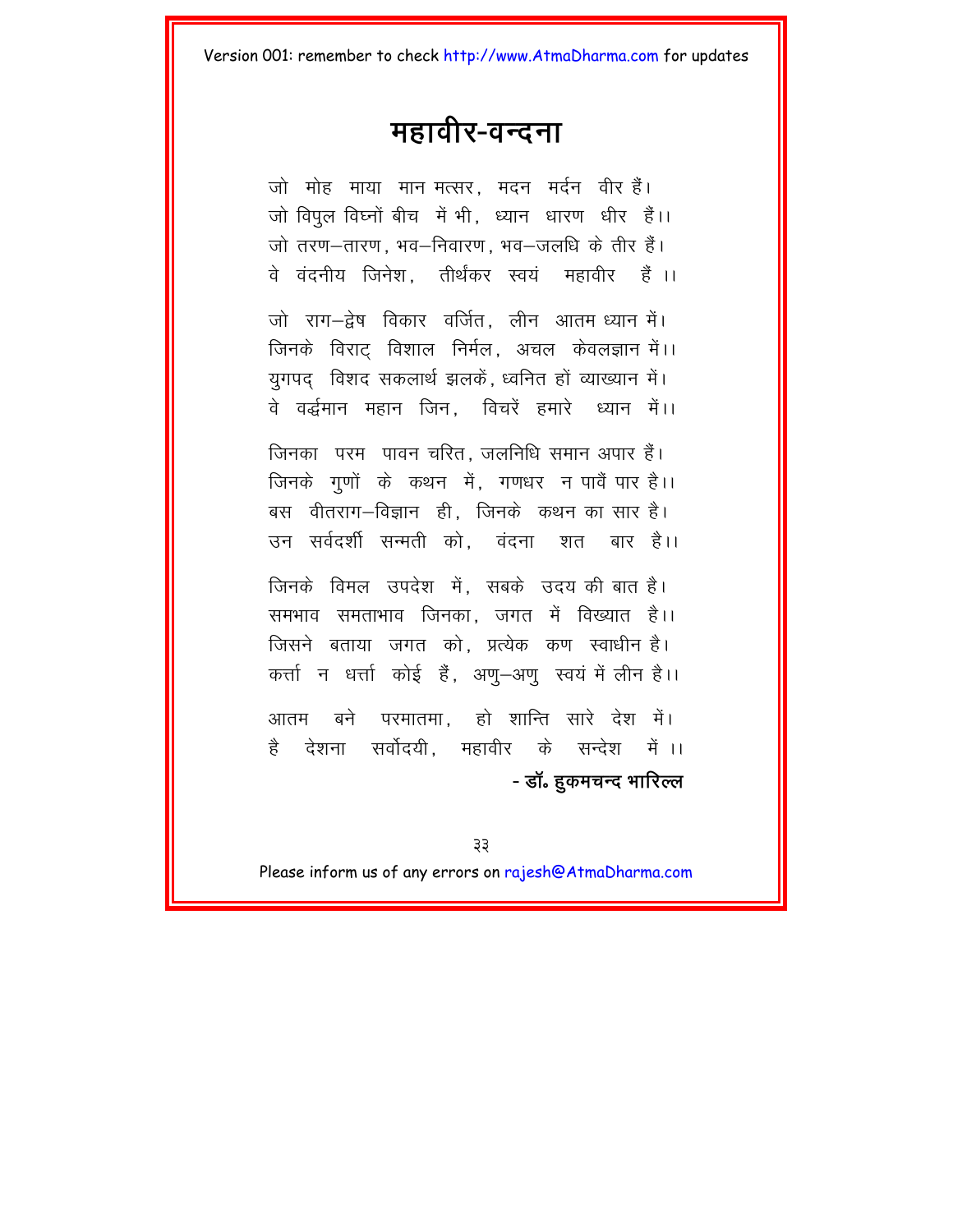# महावीर-वन्दना

जो मोह माया मान मत्सर, मदन मर्दन वीर हैं।
जो विपुल विघ्नों बीच में भी, ध्यान धारण धीर हैं।।
जो तरण–तारण, भव–निवारण, भव–जलधि के तीर हैं।
वे वंदनीय जिनेश, तीर्थंकर स्वयं महावीर हैं ।।

जो राग–द्वेष विकार वर्जित, लीन आतम ध्यान में।
जिनके विराट् विशाल निर्मल, अचल केवलज्ञान में।।
युगपद् विशद सकलार्थ झलकें, ध्वनित हों व्याख्यान में।
वे वर्द्धमान महान जिन, विचरें हमारे ध्यान में।।

जिनका परम पावन चरित, जलनिधि समान अपार हैं।
जिनके गुणों के कथन में, गणधर न पावैं पार है।।
बस वीतराग–विज्ञान ही, जिनके कथन का सार है।
उन सर्वदर्शी सन्मती को, वंदना शत बार है।।

जिनके विमल उपदेश में, सबके उदय की बात है।
समभाव समताभाव जिनका, जगत में विख्यात है।।
जिसने बताया जगत को, प्रत्येक कण स्वाधीन है।
कर्त्ता न धर्त्ता कोई हैं, अणु–अणु स्वयं में लीन है।।

आतम बने परमातमा, हो शान्ति सारे देश में।
है देशना सर्वोदयी, महावीर के सन्देश में ।।

**- डॉ॰ हुकमचन्द भारिल्ल**